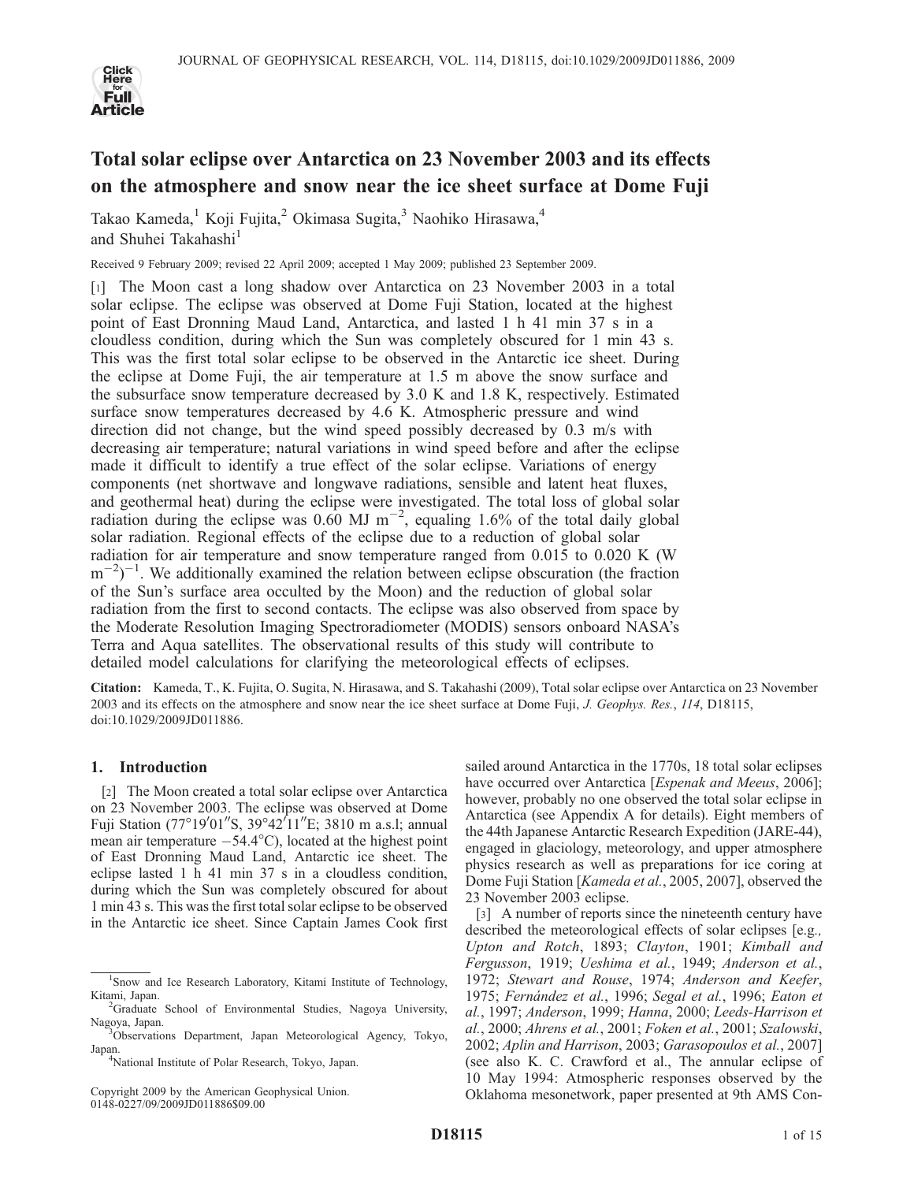# Total solar eclipse over Antarctica on 23 November 2003 and its effects on the atmosphere and snow near the ice sheet surface at Dome Fuji

Takao Kameda,[1] Koji Fujita,[2] Okimasa Sugita,[3] Naohiko Hirasawa,[4] and Shuhei Takahashi[1]

Received 9 February 2009; revised 22 April 2009; accepted 1 May 2009; published 23 September 2009.

[1] The Moon cast a long shadow over Antarctica on 23 November 2003 in a total solar eclipse. The eclipse was observed at Dome Fuji Station, located at the highest point of East Dronning Maud Land, Antarctica, and lasted 1 h 41 min 37 s in a cloudless condition, during which the Sun was completely obscured for 1 min 43 s. This was the first total solar eclipse to be observed in the Antarctic ice sheet. During the eclipse at Dome Fuji, the air temperature at 1.5 m above the snow surface and the subsurface snow temperature decreased by 3.0 K and 1.8 K, respectively. Estimated surface snow temperatures decreased by 4.6 K. Atmospheric pressure and wind direction did not change, but the wind speed possibly decreased by 0.3 m/s with decreasing air temperature; natural variations in wind speed before and after the eclipse made it difficult to identify a true effect of the solar eclipse. Variations of energy components (net shortwave and longwave radiations, sensible and latent heat fluxes, and geothermal heat) during the eclipse were investigated. The total loss of global solar radiation during the eclipse was 0.60 MJ $m^{-2}$, equaling 1.6% of the total daily global solar radiation. Regional effects of the eclipse due to a reduction of global solar radiation for air temperature and snow temperature ranged from 0.015 to 0.020 K (W $m^{-2})^{-1}$. We additionally examined the relation between eclipse obscuration (the fraction of the Sun's surface area occulted by the Moon) and the reduction of global solar radiation from the first to second contacts. The eclipse was also observed from space by the Moderate Resolution Imaging Spectroradiometer (MODIS) sensors onboard NASA's Terra and Aqua satellites. The observational results of this study will contribute to detailed model calculations for clarifying the meteorological effects of eclipses.

**Citation:** Kameda, T., K. Fujita, O. Sugita, N. Hirasawa, and S. Takahashi (2009), Total solar eclipse over Antarctica on 23 November 2003 and its effects on the atmosphere and snow near the ice sheet surface at Dome Fuji, *J. Geophys. Res.*, *114*, D18115, doi:10.1029/2009JD011886.

## 1. Introduction

[2] The Moon created a total solar eclipse over Antarctica on 23 November 2003. The eclipse was observed at Dome Fuji Station (77°19′01″S, 39°42′11″E; 3810 m a.s.l; annual mean air temperature −54.4°C), located at the highest point of East Dronning Maud Land, Antarctic ice sheet. The eclipse lasted 1 h 41 min 37 s in a cloudless condition, during which the Sun was completely obscured for about 1 min 43 s. This was the first total solar eclipse to be observed in the Antarctic ice sheet. Since Captain James Cook first sailed around Antarctica in the 1770s, 18 total solar eclipses have occurred over Antarctica [*Espenak and Meeus*, 2006]; however, probably no one observed the total solar eclipse in Antarctica (see Appendix A for details). Eight members of the 44th Japanese Antarctic Research Expedition (JARE-44), engaged in glaciology, meteorology, and upper atmosphere physics research as well as preparations for ice coring at Dome Fuji Station [*Kameda et al.*, 2005, 2007], observed the 23 November 2003 eclipse.

[3] A number of reports since the nineteenth century have described the meteorological effects of solar eclipses [e.g., *Upton and Rotch*, 1893; *Clayton*, 1901; *Kimball and Fergusson*, 1919; *Ueshima et al.*, 1949; *Anderson et al.*, 1972; *Stewart and Rouse*, 1974; *Anderson and Keefer*, 1975; *Fernández et al.*, 1996; *Segal et al.*, 1996; *Eaton et al.*, 1997; *Anderson*, 1999; *Hanna*, 2000; *Leeds-Harrison et al.*, 2000; *Ahrens et al.*, 2001; *Foken et al.*, 2001; *Szalowski*, 2002; *Aplin and Harrison*, 2003; *Garasopoulos et al.*, 2007] (see also K. C. Crawford et al., The annular eclipse of 10 May 1994: Atmospheric responses observed by the Oklahoma mesonetwork, paper presented at 9th AMS Con-

---

[1] Snow and Ice Research Laboratory, Kitami Institute of Technology, Kitami, Japan.

[2] Graduate School of Environmental Studies, Nagoya University, Nagoya, Japan.

[3] Observations Department, Japan Meteorological Agency, Tokyo, Japan.

[4] National Institute of Polar Research, Tokyo, Japan.

Copyright 2009 by the American Geophysical Union.
0148-0227/09/2009JD011886$09.00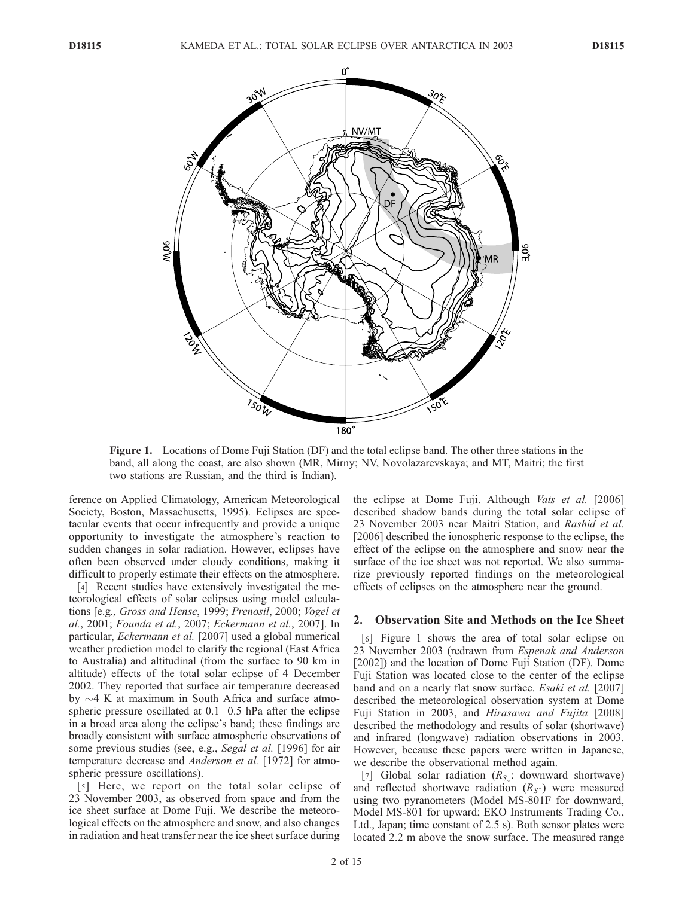**Figure 1.** Locations of Dome Fuji Station (DF) and the total eclipse band. The other three stations in the band, all along the coast, are also shown (MR, Mirny; NV, Novolazarevskaya; and MT, Maitri; the first two stations are Russian, and the third is Indian).

ference on Applied Climatology, American Meteorological Society, Boston, Massachusetts, 1995). Eclipses are spectacular events that occur infrequently and provide a unique opportunity to investigate the atmosphere's reaction to sudden changes in solar radiation. However, eclipses have often been observed under cloudy conditions, making it difficult to properly estimate their effects on the atmosphere.

[4] Recent studies have extensively investigated the meteorological effects of solar eclipses using model calculations [e.g., *Gross and Hense*, 1999; *Prenosil*, 2000; *Vogel et al.*, 2001; *Founda et al.*, 2007; *Eckermann et al.*, 2007]. In particular, *Eckermann et al.* [2007] used a global numerical weather prediction model to clarify the regional (East Africa to Australia) and altitudinal (from the surface to 90 km in altitude) effects of the total solar eclipse of 4 December 2002. They reported that surface air temperature decreased by ~4 K at maximum in South Africa and surface atmospheric pressure oscillated at 0.1–0.5 hPa after the eclipse in a broad area along the eclipse's band; these findings are broadly consistent with surface atmospheric observations of some previous studies (see, e.g., *Segal et al.* [1996] for air temperature decrease and *Anderson et al.* [1972] for atmospheric pressure oscillations).

[5] Here, we report on the total solar eclipse of 23 November 2003, as observed from space and from the ice sheet surface at Dome Fuji. We describe the meteorological effects on the atmosphere and snow, and also changes in radiation and heat transfer near the ice sheet surface during the eclipse at Dome Fuji. Although *Vats et al.* [2006] described shadow bands during the total solar eclipse of 23 November 2003 near Maitri Station, and *Rashid et al.* [2006] described the ionospheric response to the eclipse, the effect of the eclipse on the atmosphere and snow near the surface of the ice sheet was not reported. We also summarize previously reported findings on the meteorological effects of eclipses on the atmosphere near the ground.

## 2. Observation Site and Methods on the Ice Sheet

[6] Figure 1 shows the area of total solar eclipse on 23 November 2003 (redrawn from *Espenak and Anderson* [2002]) and the location of Dome Fuji Station (DF). Dome Fuji Station was located close to the center of the eclipse band and on a nearly flat snow surface. *Esaki et al.* [2007] described the meteorological observation system at Dome Fuji Station in 2003, and *Hirasawa and Fujita* [2008] described the methodology and results of solar (shortwave) and infrared (longwave) radiation observations in 2003. However, because these papers were written in Japanese, we describe the observational method again.

[7] Global solar radiation ($R_{S\downarrow}$: downward shortwave) and reflected shortwave radiation ($R_{S\uparrow}$) were measured using two pyranometers (Model MS-801F for downward, Model MS-801 for upward; EKO Instruments Trading Co., Ltd., Japan; time constant of 2.5 s). Both sensor plates were located 2.2 m above the snow surface. The measured range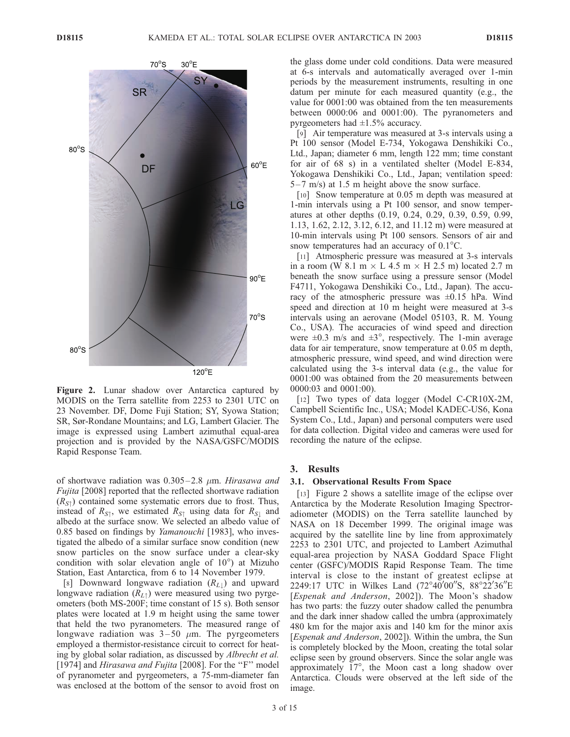Figure 2. Lunar shadow over Antarctica captured by MODIS on the Terra satellite from 2253 to 2301 UTC on 23 November. DF, Dome Fuji Station; SY, Syowa Station; SR, Sør-Rondane Mountains; and LG, Lambert Glacier. The image is expressed using Lambert azimuthal equal-area projection and is provided by the NASA/GSFC/MODIS Rapid Response Team.

of shortwave radiation was 0.305–2.8 $\mu$m. *Hirasawa and Fujita* [2008] reported that the reflected shortwave radiation ($R_{S\uparrow}$) contained some systematic errors due to frost. Thus, instead of $R_{S\uparrow}$, we estimated $R_{S\uparrow}$ using data for $R_{S\downarrow}$ and albedo at the surface snow. We selected an albedo value of 0.85 based on findings by *Yamanouchi* [1983], who investigated the albedo of a similar surface snow condition (new snow particles on the snow surface under a clear-sky condition with solar elevation angle of 10°) at Mizuho Station, East Antarctica, from 6 to 14 November 1979.

[8] Downward longwave radiation ($R_{L\downarrow}$) and upward longwave radiation ($R_{L\uparrow}$) were measured using two pyrgeometers (both MS-200F; time constant of 15 s). Both sensor plates were located at 1.9 m height using the same tower that held the two pyranometers. The measured range of longwave radiation was 3–50 $\mu$m. The pyrgeometers employed a thermistor-resistance circuit to correct for heating by global solar radiation, as discussed by *Albrecht et al.* [1974] and *Hirasawa and Fujita* [2008]. For the "F" model of pyranometer and pyrgeometers, a 75-mm-diameter fan was enclosed at the bottom of the sensor to avoid frost on the glass dome under cold conditions. Data were measured at 6-s intervals and automatically averaged over 1-min periods by the measurement instruments, resulting in one datum per minute for each measured quantity (e.g., the value for 0001:00 was obtained from the ten measurements between 0000:06 and 0001:00). The pyranometers and pyrgeometers had ±1.5% accuracy.

[9] Air temperature was measured at 3-s intervals using a Pt 100 sensor (Model E-734, Yokogawa Denshikiki Co., Ltd., Japan; diameter 6 mm, length 122 mm; time constant for air of 68 s) in a ventilated shelter (Model E-834, Yokogawa Denshikiki Co., Ltd., Japan; ventilation speed: 5–7 m/s) at 1.5 m height above the snow surface.

[10] Snow temperature at 0.05 m depth was measured at 1-min intervals using a Pt 100 sensor, and snow temperatures at other depths (0.19, 0.24, 0.29, 0.39, 0.59, 0.99, 1.13, 1.62, 2.12, 3.12, 6.12, and 11.12 m) were measured at 10-min intervals using Pt 100 sensors. Sensors of air and snow temperatures had an accuracy of 0.1°C.

[11] Atmospheric pressure was measured at 3-s intervals in a room (W 8.1 m × L 4.5 m × H 2.5 m) located 2.7 m beneath the snow surface using a pressure sensor (Model F4711, Yokogawa Denshikiki Co., Ltd., Japan). The accuracy of the atmospheric pressure was ±0.15 hPa. Wind speed and direction at 10 m height were measured at 3-s intervals using an aerovane (Model 05103, R. M. Young Co., USA). The accuracies of wind speed and direction were ±0.3 m/s and ±3°, respectively. The 1-min average data for air temperature, snow temperature at 0.05 m depth, atmospheric pressure, wind speed, and wind direction were calculated using the 3-s interval data (e.g., the value for 0001:00 was obtained from the 20 measurements between 0000:03 and 0001:00).

[12] Two types of data logger (Model C-CR10X-2M, Campbell Scientific Inc., USA; Model KADEC-US6, Kona System Co., Ltd., Japan) and personal computers were used for data collection. Digital video and cameras were used for recording the nature of the eclipse.

## 3. Results

### 3.1. Observational Results From Space

[13] Figure 2 shows a satellite image of the eclipse over Antarctica by the Moderate Resolution Imaging Spectroradiometer (MODIS) on the Terra satellite launched by NASA on 18 December 1999. The original image was acquired by the satellite line by line from approximately 2253 to 2301 UTC, and projected to Lambert Azimuthal equal-area projection by NASA Goddard Space Flight center (GSFC)/MODIS Rapid Response Team. The time interval is close to the instant of greatest eclipse at 2249:17 UTC in Wilkes Land (72°40′00″S, 88°22′36″E [*Espenak and Anderson*, 2002]). The Moon's shadow has two parts: the fuzzy outer shadow called the penumbra and the dark inner shadow called the umbra (approximately 480 km for the major axis and 140 km for the minor axis [*Espenak and Anderson*, 2002]). Within the umbra, the Sun is completely blocked by the Moon, creating the total solar eclipse seen by ground observers. Since the solar angle was approximately 17°, the Moon cast a long shadow over Antarctica. Clouds were observed at the left side of the image.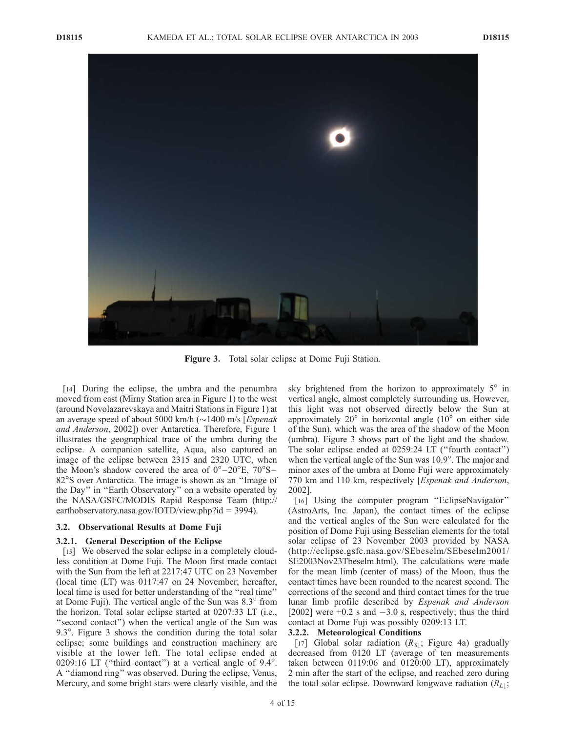Figure 3. Total solar eclipse at Dome Fuji Station.

[14] During the eclipse, the umbra and the penumbra moved from east (Mirny Station area in Figure 1) to the west (around Novolazarevskaya and Maitri Stations in Figure 1) at an average speed of about 5000 km/h (∼1400 m/s [*Espenak and Anderson*, 2002]) over Antarctica. Therefore, Figure 1 illustrates the geographical trace of the umbra during the eclipse. A companion satellite, Aqua, also captured an image of the eclipse between 2315 and 2320 UTC, when the Moon's shadow covered the area of 0°–20°E, 70°S–82°S over Antarctica. The image is shown as an "Image of the Day" in "Earth Observatory" on a website operated by the NASA/GSFC/MODIS Rapid Response Team (http://earthobservatory.nasa.gov/IOTD/view.php?id = 3994).

### 3.2. Observational Results at Dome Fuji

#### 3.2.1. General Description of the Eclipse

[15] We observed the solar eclipse in a completely cloudless condition at Dome Fuji. The Moon first made contact with the Sun from the left at 2217:47 UTC on 23 November (local time (LT) was 0117:47 on 24 November; hereafter, local time is used for better understanding of the "real time" at Dome Fuji). The vertical angle of the Sun was 8.3° from the horizon. Total solar eclipse started at 0207:33 LT (i.e., "second contact") when the vertical angle of the Sun was 9.3°. Figure 3 shows the condition during the total solar eclipse; some buildings and construction machinery are visible at the lower left. The total eclipse ended at 0209:16 LT ("third contact") at a vertical angle of 9.4°. A "diamond ring" was observed. During the eclipse, Venus, Mercury, and some bright stars were clearly visible, and the sky brightened from the horizon to approximately 5° in vertical angle, almost completely surrounding us. However, this light was not observed directly below the Sun at approximately 20° in horizontal angle (10° on either side of the Sun), which was the area of the shadow of the Moon (umbra). Figure 3 shows part of the light and the shadow. The solar eclipse ended at 0259:24 LT ("fourth contact") when the vertical angle of the Sun was 10.9°. The major and minor axes of the umbra at Dome Fuji were approximately 770 km and 110 km, respectively [*Espenak and Anderson*, 2002].

[16] Using the computer program "EclipseNavigator" (AstroArts, Inc. Japan), the contact times of the eclipse and the vertical angles of the Sun were calculated for the position of Dome Fuji using Besselian elements for the total solar eclipse of 23 November 2003 provided by NASA (http://eclipse.gsfc.nasa.gov/SEbeselm/SEbeselm2001/SE2003Nov23Tbeselm.html). The calculations were made for the mean limb (center of mass) of the Moon, thus the contact times have been rounded to the nearest second. The corrections of the second and third contact times for the true lunar limb profile described by *Espenak and Anderson* [2002] were +0.2 s and −3.0 s, respectively; thus the third contact at Dome Fuji was possibly 0209:13 LT.

#### 3.2.2. Meteorological Conditions

[17] Global solar radiation ($R_{S\downarrow}$; Figure 4a) gradually decreased from 0120 LT (average of ten measurements taken between 0119:06 and 0120:00 LT), approximately 2 min after the start of the eclipse, and reached zero during the total solar eclipse. Downward longwave radiation ($R_{L\downarrow}$;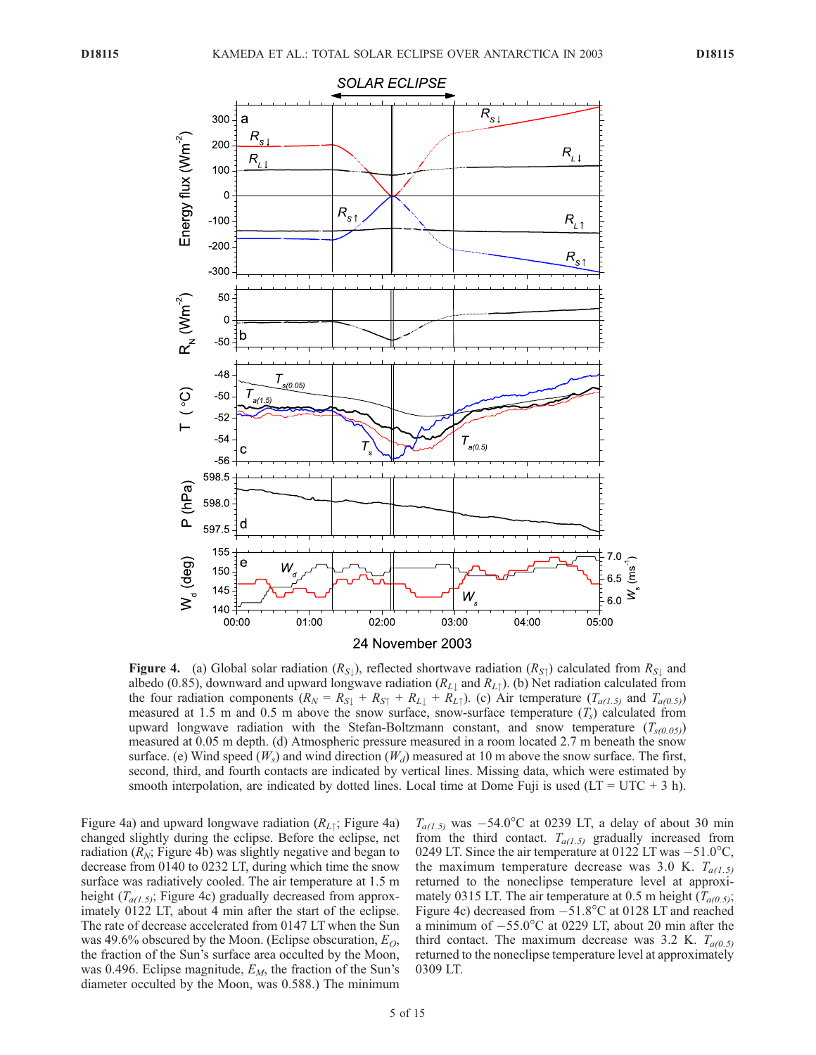**Figure 4.** (a) Global solar radiation ($R_{S\downarrow}$), reflected shortwave radiation ($R_{S\uparrow}$) calculated from $R_{S\downarrow}$ and albedo (0.85), downward and upward longwave radiation ($R_{L\downarrow}$ and $R_{L\uparrow}$). (b) Net radiation calculated from the four radiation components ($R_N = R_{S\downarrow} + R_{S\uparrow} + R_{L\downarrow} + R_{L\uparrow}$). (c) Air temperature ($T_{a(1.5)}$ and $T_{a(0.5)}$) measured at 1.5 m and 0.5 m above the snow surface, snow-surface temperature ($T_s$) calculated from upward longwave radiation with the Stefan-Boltzmann constant, and snow temperature ($T_{s(0.05)}$) measured at 0.05 m depth. (d) Atmospheric pressure measured in a room located 2.7 m beneath the snow surface. (e) Wind speed ($W_s$) and wind direction ($W_d$) measured at 10 m above the snow surface. The first, second, third, and fourth contacts are indicated by vertical lines. Missing data, which were estimated by smooth interpolation, are indicated by dotted lines. Local time at Dome Fuji is used (LT = UTC + 3 h).

Figure 4a) and upward longwave radiation ($R_{L\uparrow}$; Figure 4a) changed slightly during the eclipse. Before the eclipse, net radiation ($R_N$; Figure 4b) was slightly negative and began to decrease from 0140 to 0232 LT, during which time the snow surface was radiatively cooled. The air temperature at 1.5 m height ($T_{a(1.5)}$; Figure 4c) gradually decreased from approximately 0122 LT, about 4 min after the start of the eclipse. The rate of decrease accelerated from 0147 LT when the Sun was 49.6% obscured by the Moon. (Eclipse obscuration, $E_O$, the fraction of the Sun's surface area occulted by the Moon, was 0.496. Eclipse magnitude, $E_M$, the fraction of the Sun's diameter occulted by the Moon, was 0.588.) The minimum $T_{a(1.5)}$ was $-54.0°$C at 0239 LT, a delay of about 30 min from the third contact. $T_{a(1.5)}$ gradually increased from 0249 LT. Since the air temperature at 0122 LT was $-51.0°$C, the maximum temperature decrease was 3.0 K. $T_{a(1.5)}$ returned to the noneclipse temperature level at approximately 0315 LT. The air temperature at 0.5 m height ($T_{a(0.5)}$; Figure 4c) decreased from $-51.8°$C at 0128 LT and reached a minimum of $-55.0°$C at 0229 LT, about 20 min after the third contact. The maximum decrease was 3.2 K. $T_{a(0.5)}$ returned to the noneclipse temperature level at approximately 0309 LT.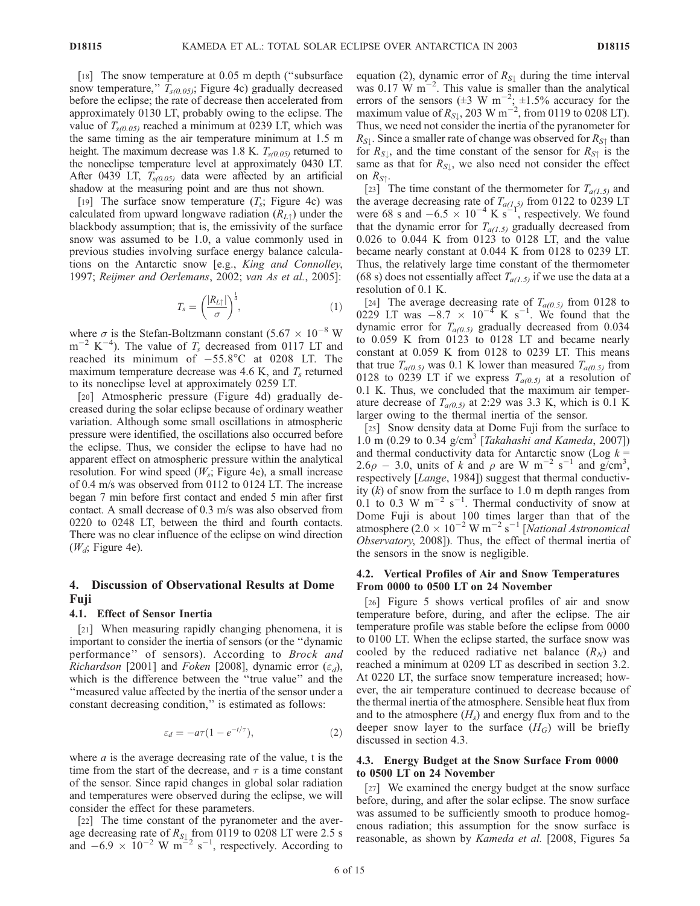[18] The snow temperature at 0.05 m depth ("subsurface snow temperature," $T_{s(0.05)}$; Figure 4c) gradually decreased before the eclipse; the rate of decrease then accelerated from approximately 0130 LT, probably owing to the eclipse. The value of $T_{s(0.05)}$ reached a minimum at 0239 LT, which was the same timing as the air temperature minimum at 1.5 m height. The maximum decrease was 1.8 K. $T_{s(0.05)}$ returned to the noneclipse temperature level at approximately 0430 LT. After 0439 LT, $T_{s(0.05)}$ data were affected by an artificial shadow at the measuring point and are thus not shown.

[19] The surface snow temperature ($T_s$; Figure 4c) was calculated from upward longwave radiation ($R_{L\uparrow}$) under the blackbody assumption; that is, the emissivity of the surface snow was assumed to be 1.0, a value commonly used in previous studies involving surface energy balance calculations on the Antarctic snow [e.g., *King and Connolley*, 1997; *Reijmer and Oerlemans*, 2002; *van As et al.*, 2005]:

$$T_s = \left(\frac{|R_{L\uparrow}|}{\sigma}\right)^{\frac{1}{4}}, \quad (1)$$

where $\sigma$ is the Stefan-Boltzmann constant ($5.67 \times 10^{-8}$ W m$^{-2}$ K$^{-4}$). The value of $T_s$ decreased from 0117 LT and reached its minimum of $-55.8$°C at 0208 LT. The maximum temperature decrease was 4.6 K, and $T_s$ returned to its noneclipse level at approximately 0259 LT.

[20] Atmospheric pressure (Figure 4d) gradually decreased during the solar eclipse because of ordinary weather variation. Although some small oscillations in atmospheric pressure were identified, the oscillations also occurred before the eclipse. Thus, we consider the eclipse to have had no apparent effect on atmospheric pressure within the analytical resolution. For wind speed ($W_s$; Figure 4e), a small increase of 0.4 m/s was observed from 0112 to 0124 LT. The increase began 7 min before first contact and ended 5 min after first contact. A small decrease of 0.3 m/s was also observed from 0220 to 0248 LT, between the third and fourth contacts. There was no clear influence of the eclipse on wind direction ($W_d$; Figure 4e).

## 4. Discussion of Observational Results at Dome Fuji

### 4.1. Effect of Sensor Inertia

[21] When measuring rapidly changing phenomena, it is important to consider the inertia of sensors (or the "dynamic performance" of sensors). According to *Brock and Richardson* [2001] and *Foken* [2008], dynamic error ($\varepsilon_d$), which is the difference between the "true value" and the "measured value affected by the inertia of the sensor under a constant decreasing condition," is estimated as follows:

$$\varepsilon_d = -a\tau\left(1 - e^{-t/\tau}\right), \quad (2)$$

where $a$ is the average decreasing rate of the value, t is the time from the start of the decrease, and $\tau$ is a time constant of the sensor. Since rapid changes in global solar radiation and temperatures were observed during the eclipse, we will consider the effect for these parameters.

[22] The time constant of the pyranometer and the average decreasing rate of $R_{S\downarrow}$ from 0119 to 0208 LT were 2.5 s and $-6.9 \times 10^{-2}$ W m$^{-2}$ s$^{-1}$, respectively. According to equation (2), dynamic error of $R_{S\downarrow}$ during the time interval was 0.17 W m$^{-2}$. This value is smaller than the analytical errors of the sensors ($\pm 3$ W m$^{-2}$; $\pm 1.5$% accuracy for the maximum value of $R_{S\downarrow}$, 203 W m$^{-2}$, from 0119 to 0208 LT). Thus, we need not consider the inertia of the pyranometer for $R_{S\downarrow}$. Since a smaller rate of change was observed for $R_{S\uparrow}$ than for $R_{S\downarrow}$, and the time constant of the sensor for $R_{S\uparrow}$ is the same as that for $R_{S\downarrow}$, we also need not consider the effect on $R_{S\uparrow}$.

[23] The time constant of the thermometer for $T_{a(1.5)}$ and the average decreasing rate of $T_{a(1.5)}$ from 0122 to 0239 LT were 68 s and $-6.5 \times 10^{-4}$ K s$^{-1}$, respectively. We found that the dynamic error for $T_{a(1.5)}$ gradually decreased from 0.026 to 0.044 K from 0123 to 0128 LT, and the value became nearly constant at 0.044 K from 0128 to 0239 LT. Thus, the relatively large time constant of the thermometer (68 s) does not essentially affect $T_{a(1.5)}$ if we use the data at a resolution of 0.1 K.

[24] The average decreasing rate of $T_{a(0.5)}$ from 0128 to 0229 LT was $-8.7 \times 10^{-4}$ K s$^{-1}$. We found that the dynamic error for $T_{a(0.5)}$ gradually decreased from 0.034 to 0.059 K from 0123 to 0128 LT and became nearly constant at 0.059 K from 0128 to 0239 LT. This means that true $T_{a(0.5)}$ was 0.1 K lower than measured $T_{a(0.5)}$ from 0128 to 0239 LT if we express $T_{a(0.5)}$ at a resolution of 0.1 K. Thus, we concluded that the maximum air temperature decrease of $T_{a(0.5)}$ at 2:29 was 3.3 K, which is 0.1 K larger owing to the thermal inertia of the sensor.

[25] Snow density data at Dome Fuji from the surface to 1.0 m (0.29 to 0.34 g/cm$^3$ [*Takahashi and Kameda*, 2007]) and thermal conductivity data for Antarctic snow (Log $k = 2.6\rho - 3.0$, units of $k$ and $\rho$ are W m$^{-2}$ s$^{-1}$ and g/cm$^3$, respectively [*Lange*, 1984]) suggest that thermal conductivity ($k$) of snow from the surface to 1.0 m depth ranges from 0.1 to 0.3 W m$^{-2}$ s$^{-1}$. Thermal conductivity of snow at Dome Fuji is about 100 times larger than that of the atmosphere ($2.0 \times 10^{-2}$ W m$^{-2}$ s$^{-1}$ [*National Astronomical Observatory*, 2008]). Thus, the effect of thermal inertia of the sensors in the snow is negligible.

### 4.2. Vertical Profiles of Air and Snow Temperatures From 0000 to 0500 LT on 24 November

[26] Figure 5 shows vertical profiles of air and snow temperatures before, during, and after the eclipse. The air temperature profile was stable before the eclipse from 0000 to 0100 LT. When the eclipse started, the surface snow was cooled by the reduced radiative net balance ($R_N$) and reached a minimum at 0209 LT as described in section 3.2. At 0220 LT, the surface snow temperature increased; however, the air temperature continued to decrease because of the thermal inertia of the atmosphere. Sensible heat flux from and to the atmosphere ($H_s$) and energy flux from and to the deeper snow layer to the surface ($H_G$) will be briefly discussed in section 4.3.

### 4.3. Energy Budget at the Snow Surface From 0000 to 0500 LT on 24 November

[27] We examined the energy budget at the snow surface before, during, and after the solar eclipse. The snow surface was assumed to be sufficiently smooth to produce homogenous radiation; this assumption for the snow surface is reasonable, as shown by *Kameda et al.* [2008, Figures 5a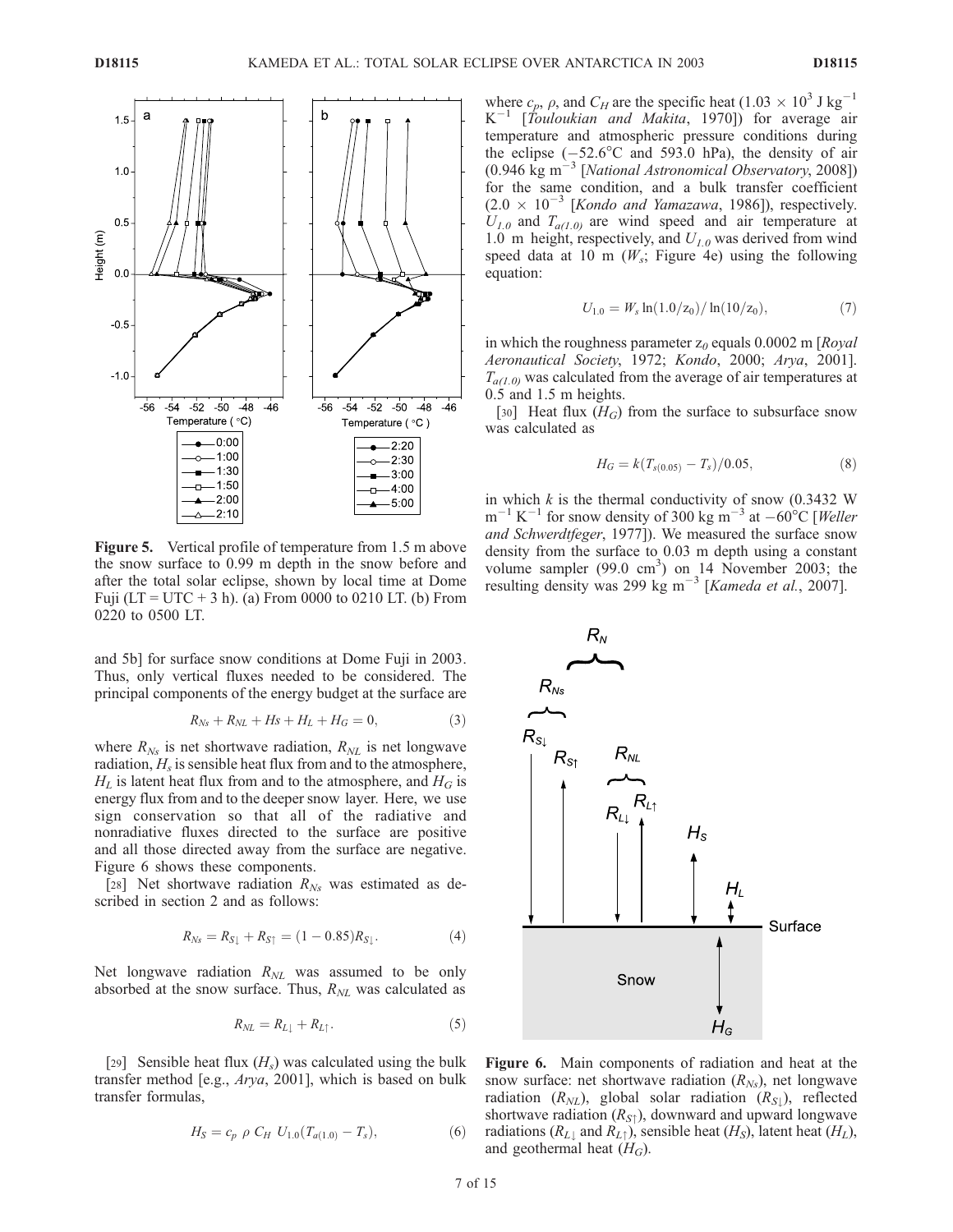**Figure 5.** Vertical profile of temperature from 1.5 m above the snow surface to 0.99 m depth in the snow before and after the total solar eclipse, shown by local time at Dome Fuji (LT = UTC + 3 h). (a) From 0000 to 0210 LT. (b) From 0220 to 0500 LT.

and 5b] for surface snow conditions at Dome Fuji in 2003. Thus, only vertical fluxes needed to be considered. The principal components of the energy budget at the surface are

$$R_{Ns} + R_{NL} + Hs + H_L + H_G = 0, \tag{3}$$

where $R_{Ns}$ is net shortwave radiation, $R_{NL}$ is net longwave radiation, $H_s$ is sensible heat flux from and to the atmosphere, $H_L$ is latent heat flux from and to the atmosphere, and $H_G$ is energy flux from and to the deeper snow layer. Here, we use sign conservation so that all of the radiative and nonradiative fluxes directed to the surface are positive and all those directed away from the surface are negative. Figure 6 shows these components.

[28] Net shortwave radiation $R_{Ns}$ was estimated as described in section 2 and as follows:

$$R_{Ns} = R_{S\downarrow} + R_{S\uparrow} = (1 - 0.85)R_{S\downarrow}. \tag{4}$$

Net longwave radiation $R_{NL}$ was assumed to be only absorbed at the snow surface. Thus, $R_{NL}$ was calculated as

$$R_{NL} = R_{L\downarrow} + R_{L\uparrow}. \tag{5}$$

[29] Sensible heat flux ($H_s$) was calculated using the bulk transfer method [e.g., *Arya*, 2001], which is based on bulk transfer formulas,

$$H_S = c_p \; \rho \; C_H \; U_{1.0}(T_{a(1.0)} - T_s), \tag{6}$$

where $c_p$, $\rho$, and $C_H$ are the specific heat ($1.03 \times 10^3$ J kg$^{-1}$ K$^{-1}$ [*Touloukian and Makita*, 1970]) for average air temperature and atmospheric pressure conditions during the eclipse (−52.6°C and 593.0 hPa), the density of air (0.946 kg m$^{-3}$ [*National Astronomical Observatory*, 2008]) for the same condition, and a bulk transfer coefficient ($2.0 \times 10^{-3}$ [*Kondo and Yamazawa*, 1986]), respectively. $U_{1.0}$ and $T_{a(1.0)}$ are wind speed and air temperature at 1.0 m height, respectively, and $U_{1.0}$ was derived from wind speed data at 10 m ($W_s$; Figure 4e) using the following equation:

$$U_{1.0} = W_s \ln(1.0/z_0)/\ln(10/z_0), \tag{7}$$

in which the roughness parameter $z_0$ equals 0.0002 m [*Royal Aeronautical Society*, 1972; *Kondo*, 2000; *Arya*, 2001]. $T_{a(1.0)}$ was calculated from the average of air temperatures at 0.5 and 1.5 m heights.

[30] Heat flux ($H_G$) from the surface to subsurface snow was calculated as

$$H_G = k(T_{s(0.05)} - T_s)/0.05, \tag{8}$$

in which $k$ is the thermal conductivity of snow (0.3432 W m$^{-1}$ K$^{-1}$ for snow density of 300 kg m$^{-3}$ at −60°C [*Weller and Schwerdtfeger*, 1977]). We measured the surface snow density from the surface to 0.03 m depth using a constant volume sampler (99.0 cm$^3$) on 14 November 2003; the resulting density was 299 kg m$^{-3}$ [*Kameda et al.*, 2007].

**Figure 6.** Main components of radiation and heat at the snow surface: net shortwave radiation ($R_{Ns}$), net longwave radiation ($R_{NL}$), global solar radiation ($R_{S\downarrow}$), reflected shortwave radiation ($R_{S\uparrow}$), downward and upward longwave radiations ($R_{L\downarrow}$ and $R_{L\uparrow}$), sensible heat ($H_S$), latent heat ($H_L$), and geothermal heat ($H_G$).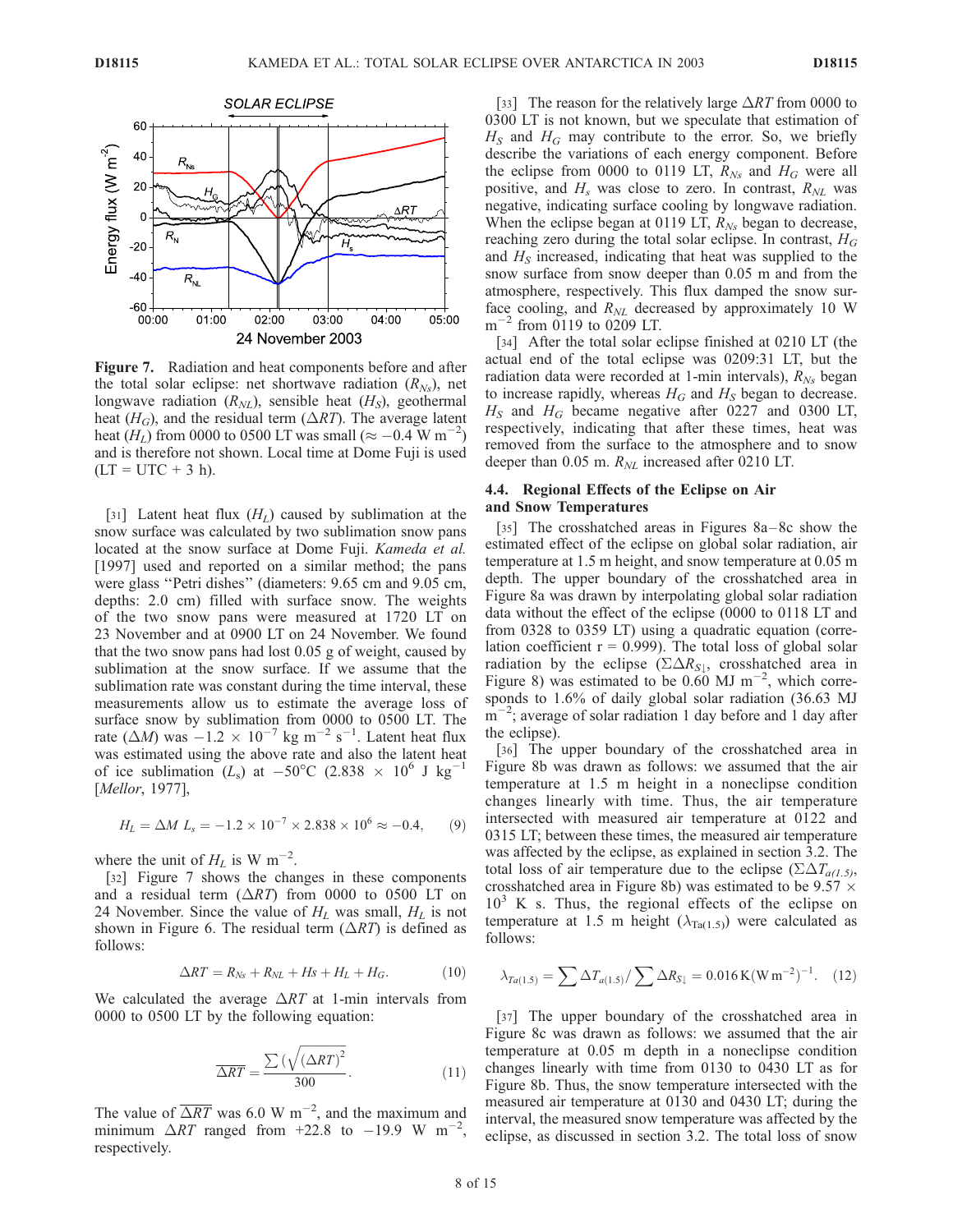**Figure 7.** Radiation and heat components before and after the total solar eclipse: net shortwave radiation ($R_{Ns}$), net longwave radiation ($R_{NL}$), sensible heat ($H_S$), geothermal heat ($H_G$), and the residual term ($\Delta RT$). The average latent heat ($H_L$) from 0000 to 0500 LT was small ($\approx -0.4$ W m$^{-2}$) and is therefore not shown. Local time at Dome Fuji is used (LT = UTC + 3 h).

[31] Latent heat flux ($H_L$) caused by sublimation at the snow surface was calculated by two sublimation snow pans located at the snow surface at Dome Fuji. *Kameda et al.* [1997] used and reported on a similar method; the pans were glass "Petri dishes" (diameters: 9.65 cm and 9.05 cm, depths: 2.0 cm) filled with surface snow. The weights of the two snow pans were measured at 1720 LT on 23 November and at 0900 LT on 24 November. We found that the two snow pans had lost 0.05 g of weight, caused by sublimation at the snow surface. If we assume that the sublimation rate was constant during the time interval, these measurements allow us to estimate the average loss of surface snow by sublimation from 0000 to 0500 LT. The rate ($\Delta M$) was $-1.2 \times 10^{-7}$ kg m$^{-2}$ s$^{-1}$. Latent heat flux was estimated using the above rate and also the latent heat of ice sublimation ($L_s$) at $-50$°C ($2.838 \times 10^6$ J kg$^{-1}$ [*Mellor*, 1977],

$$H_L = \Delta M\ L_s = -1.2 \times 10^{-7} \times 2.838 \times 10^6 \approx -0.4, \qquad (9)$$

where the unit of $H_L$ is W m$^{-2}$.

[32] Figure 7 shows the changes in these components and a residual term ($\Delta RT$) from 0000 to 0500 LT on 24 November. Since the value of $H_L$ was small, $H_L$ is not shown in Figure 6. The residual term ($\Delta RT$) is defined as follows:

$$\Delta RT = R_{Ns} + R_{NL} + Hs + H_L + H_G. \qquad (10)$$

We calculated the average $\Delta RT$ at 1-min intervals from 0000 to 0500 LT by the following equation:

$$\overline{\Delta RT} = \frac{\sum\left(\sqrt{(\Delta RT)^2}\right)}{300}. \qquad (11)$$

The value of $\overline{\Delta RT}$ was 6.0 W m$^{-2}$, and the maximum and minimum $\Delta RT$ ranged from $+22.8$ to $-19.9$ W m$^{-2}$, respectively.

[33] The reason for the relatively large $\Delta RT$ from 0000 to 0300 LT is not known, but we speculate that estimation of $H_S$ and $H_G$ may contribute to the error. So, we briefly describe the variations of each energy component. Before the eclipse from 0000 to 0119 LT, $R_{Ns}$ and $H_G$ were all positive, and $H_s$ was close to zero. In contrast, $R_{NL}$ was negative, indicating surface cooling by longwave radiation. When the eclipse began at 0119 LT, $R_{Ns}$ began to decrease, reaching zero during the total solar eclipse. In contrast, $H_G$ and $H_S$ increased, indicating that heat was supplied to the snow surface from snow deeper than 0.05 m and from the atmosphere, respectively. This flux damped the snow surface cooling, and $R_{NL}$ decreased by approximately 10 W m$^{-2}$ from 0119 to 0209 LT.

[34] After the total solar eclipse finished at 0210 LT (the actual end of the total eclipse was 0209:31 LT, but the radiation data were recorded at 1-min intervals), $R_{Ns}$ began to increase rapidly, whereas $H_G$ and $H_S$ began to decrease. $H_S$ and $H_G$ became negative after 0227 and 0300 LT, respectively, indicating that after these times, heat was removed from the surface to the atmosphere and to snow deeper than 0.05 m. $R_{NL}$ increased after 0210 LT.

## 4.4. Regional Effects of the Eclipse on Air and Snow Temperatures

[35] The crosshatched areas in Figures 8a–8c show the estimated effect of the eclipse on global solar radiation, air temperature at 1.5 m height, and snow temperature at 0.05 m depth. The upper boundary of the crosshatched area in Figure 8a was drawn by interpolating global solar radiation data without the effect of the eclipse (0000 to 0118 LT and from 0328 to 0359 LT) using a quadratic equation (correlation coefficient r = 0.999). The total loss of global solar radiation by the eclipse ($\Sigma\Delta R_{S\downarrow}$, crosshatched area in Figure 8) was estimated to be 0.60 MJ m$^{-2}$, which corresponds to 1.6% of daily global solar radiation (36.63 MJ m$^{-2}$; average of solar radiation 1 day before and 1 day after the eclipse).

[36] The upper boundary of the crosshatched area in Figure 8b was drawn as follows: we assumed that the air temperature at 1.5 m height in a noneclipse condition changes linearly with time. Thus, the air temperature intersected with measured air temperature at 0122 and 0315 LT; between these times, the measured air temperature was affected by the eclipse, as explained in section 3.2. The total loss of air temperature due to the eclipse ($\Sigma\Delta T_{a(1.5)}$, crosshatched area in Figure 8b) was estimated to be $9.57 \times 10^3$ K s. Thus, the regional effects of the eclipse on temperature at 1.5 m height ($\lambda_{Ta(1.5)}$) were calculated as follows:

$$\lambda_{Ta(1.5)} = \sum \Delta T_{a(1.5)} / \sum \Delta R_{S\downarrow} = 0.016\,\mathrm{K(W\,m^{-2})^{-1}}. \qquad (12)$$

[37] The upper boundary of the crosshatched area in Figure 8c was drawn as follows: we assumed that the air temperature at 0.05 m depth in a noneclipse condition changes linearly with time from 0130 to 0430 LT as for Figure 8b. Thus, the snow temperature intersected with the measured air temperature at 0130 and 0430 LT; during the interval, the measured snow temperature was affected by the eclipse, as discussed in section 3.2. The total loss of snow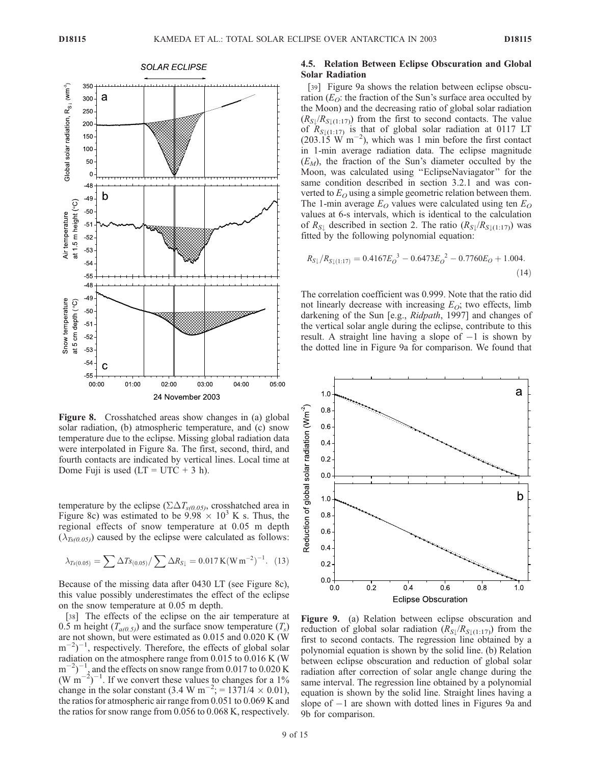Figure 8. Crosshatched areas show changes in (a) global solar radiation, (b) atmospheric temperature, and (c) snow temperature due to the eclipse. Missing global radiation data were interpolated in Figure 8a. The first, second, third, and fourth contacts are indicated by vertical lines. Local time at Dome Fuji is used (LT = UTC + 3 h).

temperature by the eclipse ($\Sigma\Delta T_{s(0.05)}$, crosshatched area in Figure 8c) was estimated to be $9.98 \times 10^3$ K s. Thus, the regional effects of snow temperature at 0.05 m depth ($\lambda_{Ts(0.05)}$) caused by the eclipse were calculated as follows:

$$\lambda_{Ts(0.05)} = \sum \Delta Ts_{(0.05)} / \sum \Delta R_{S\downarrow} = 0.017\,\mathrm{K(W\,m^{-2})^{-1}}. \quad (13)$$

Because of the missing data after 0430 LT (see Figure 8c), this value possibly underestimates the effect of the eclipse on the snow temperature at 0.05 m depth.

[38] The effects of the eclipse on the air temperature at 0.5 m height ($T_{a(0.5)}$) and the surface snow temperature ($T_s$) are not shown, but were estimated as 0.015 and 0.020 K (W m$^{-2}$)$^{-1}$, respectively. Therefore, the effects of global solar radiation on the atmosphere range from 0.015 to 0.016 K (W m$^{-2}$)$^{-1}$, and the effects on snow range from 0.017 to 0.020 K (W m$^{-2}$)$^{-1}$. If we convert these values to changes for a 1% change in the solar constant (3.4 W m$^{-2}$; = 1371/4 × 0.01), the ratios for atmospheric air range from 0.051 to 0.069 K and the ratios for snow range from 0.056 to 0.068 K, respectively.

### 4.5. Relation Between Eclipse Obscuration and Global Solar Radiation

[39] Figure 9a shows the relation between eclipse obscuration ($E_O$: the fraction of the Sun's surface area occulted by the Moon) and the decreasing ratio of global solar radiation ($R_{S\downarrow}/R_{S\downarrow(1:17)}$) from the first to second contacts. The value of $R_{S\downarrow(1:17)}$ is that of global solar radiation at 0117 LT (203.15 W m$^{-2}$), which was 1 min before the first contact in 1-min average radiation data. The eclipse magnitude ($E_M$), the fraction of the Sun's diameter occulted by the Moon, was calculated using "EclipseNaviagator" for the same condition described in section 3.2.1 and was converted to $E_O$ using a simple geometric relation between them. The 1-min average $E_O$ values were calculated using ten $E_O$ values at 6-s intervals, which is identical to the calculation of $R_{S\downarrow}$ described in section 2. The ratio ($R_{S\downarrow}/R_{S\downarrow(1:17)}$) was fitted by the following polynomial equation:

$$R_{S\downarrow}/R_{S\downarrow(1:17)} = 0.4167E_O{}^3 - 0.6473E_O{}^2 - 0.7760E_O + 1.004. \quad (14)$$

The correlation coefficient was 0.999. Note that the ratio did not linearly decrease with increasing $E_O$; two effects, limb darkening of the Sun [e.g., *Ridpath*, 1997] and changes of the vertical solar angle during the eclipse, contribute to this result. A straight line having a slope of −1 is shown by the dotted line in Figure 9a for comparison. We found that

Figure 9. (a) Relation between eclipse obscuration and reduction of global solar radiation ($R_{S\downarrow}/R_{S\downarrow(1:17)}$) from the first to second contacts. The regression line obtained by a polynomial equation is shown by the solid line. (b) Relation between eclipse obscuration and reduction of global solar radiation after correction of solar angle change during the same interval. The regression line obtained by a polynomial equation is shown by the solid line. Straight lines having a slope of −1 are shown with dotted lines in Figures 9a and 9b for comparison.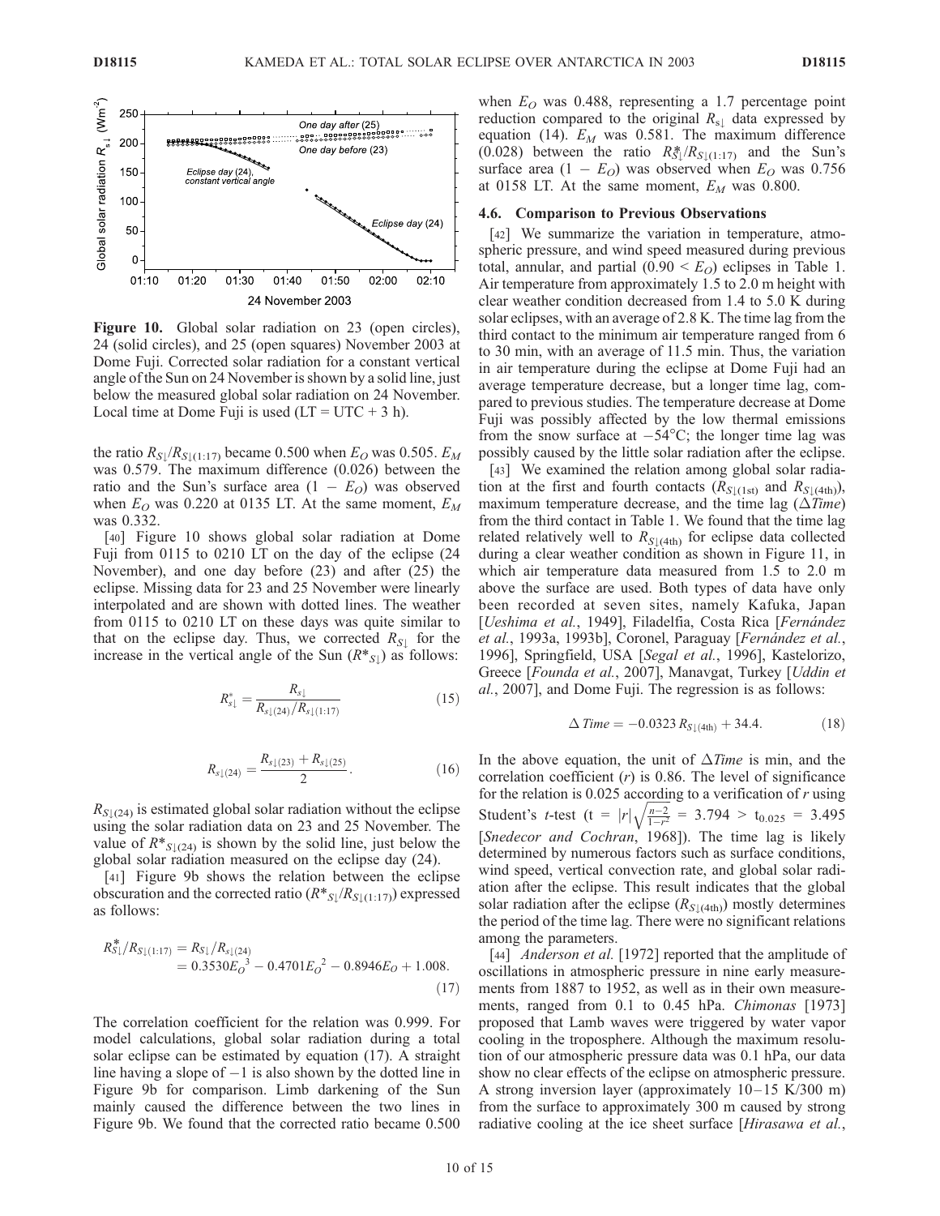Figure 10. Global solar radiation on 23 (open circles), 24 (solid circles), and 25 (open squares) November 2003 at Dome Fuji. Corrected solar radiation for a constant vertical angle of the Sun on 24 November is shown by a solid line, just below the measured global solar radiation on 24 November. Local time at Dome Fuji is used (LT = UTC + 3 h).

the ratio $R_{S\downarrow}/R_{S\downarrow(1:17)}$ became 0.500 when $E_O$ was 0.505. $E_M$ was 0.579. The maximum difference (0.026) between the ratio and the Sun's surface area $(1 - E_O)$ was observed when $E_O$ was 0.220 at 0135 LT. At the same moment, $E_M$ was 0.332.

[40] Figure 10 shows global solar radiation at Dome Fuji from 0115 to 0210 LT on the day of the eclipse (24 November), and one day before (23) and after (25) the eclipse. Missing data for 23 and 25 November were linearly interpolated and are shown with dotted lines. The weather from 0115 to 0210 LT on these days was quite similar to that on the eclipse day. Thus, we corrected $R_{S\downarrow}$ for the increase in the vertical angle of the Sun ($R^*_{S\downarrow}$) as follows:

$$R^*_{s\downarrow} = \frac{R_{s\downarrow}}{R_{s\downarrow(24)}/R_{s\downarrow(1:17)}} \tag{15}$$

$$R_{s\downarrow(24)} = \frac{R_{s\downarrow(23)} + R_{s\downarrow(25)}}{2}. \tag{16}$$

$R_{S\downarrow(24)}$ is estimated global solar radiation without the eclipse using the solar radiation data on 23 and 25 November. The value of $R^*_{S\downarrow(24)}$ is shown by the solid line, just below the global solar radiation measured on the eclipse day (24).

[41] Figure 9b shows the relation between the eclipse obscuration and the corrected ratio ($R^*_{S\downarrow}/R_{S\downarrow(1:17)}$) expressed as follows:

$$\begin{aligned} R^*_{S\downarrow}/R_{S\downarrow(1:17)} &= R_{S\downarrow}/R_{s\downarrow(24)} \\ &= 0.3530{E_O}^3 - 0.4701{E_O}^2 - 0.8946E_O + 1.008. \end{aligned} \tag{17}$$

The correlation coefficient for the relation was 0.999. For model calculations, global solar radiation during a total solar eclipse can be estimated by equation (17). A straight line having a slope of −1 is also shown by the dotted line in Figure 9b for comparison. Limb darkening of the Sun mainly caused the difference between the two lines in Figure 9b. We found that the corrected ratio became 0.500 when $E_O$ was 0.488, representing a 1.7 percentage point reduction compared to the original $R_{s\downarrow}$ data expressed by equation (14). $E_M$ was 0.581. The maximum difference (0.028) between the ratio $R^*_{S\downarrow}/R_{S\downarrow(1:17)}$ and the Sun's surface area $(1 - E_O)$ was observed when $E_O$ was 0.756 at 0158 LT. At the same moment, $E_M$ was 0.800.

### 4.6. Comparison to Previous Observations

[42] We summarize the variation in temperature, atmospheric pressure, and wind speed measured during previous total, annular, and partial $(0.90 < E_O)$ eclipses in Table 1. Air temperature from approximately 1.5 to 2.0 m height with clear weather condition decreased from 1.4 to 5.0 K during solar eclipses, with an average of 2.8 K. The time lag from the third contact to the minimum air temperature ranged from 6 to 30 min, with an average of 11.5 min. Thus, the variation in air temperature during the eclipse at Dome Fuji had an average temperature decrease, but a longer time lag, compared to previous studies. The temperature decrease at Dome Fuji was possibly affected by the low thermal emissions from the snow surface at −54°C; the longer time lag was possibly caused by the little solar radiation after the eclipse.

[43] We examined the relation among global solar radiation at the first and fourth contacts ($R_{S\downarrow(1st)}$ and $R_{S\downarrow(4th)}$), maximum temperature decrease, and the time lag (Δ*Time*) from the third contact in Table 1. We found that the time lag related relatively well to $R_{S\downarrow(4th)}$ for eclipse data collected during a clear weather condition as shown in Figure 11, in which air temperature data measured from 1.5 to 2.0 m above the surface are used. Both types of data have only been recorded at seven sites, namely Kafuka, Japan [*Ueshima et al.*, 1949], Filadelfia, Costa Rica [*Fernández et al.*, 1993a, 1993b], Coronel, Paraguay [*Fernández et al.*, 1996], Springfield, USA [*Segal et al.*, 1996], Kastelorizo, Greece [*Founda et al.*, 2007], Manavgat, Turkey [*Uddin et al.*, 2007], and Dome Fuji. The regression is as follows:

$$\Delta\,Time = -0.0323\,R_{S\downarrow(4th)} + 34.4. \tag{18}$$

In the above equation, the unit of Δ*Time* is min, and the correlation coefficient ($r$) is 0.86. The level of significance for the relation is 0.025 according to a verification of $r$ using Student's $t$-test ($t = |r|\sqrt{\frac{n-2}{1-r^2}} = 3.794 > t_{0.025} = 3.495$ [*Snedecor and Cochran*, 1968]). The time lag is likely determined by numerous factors such as surface conditions, wind speed, vertical convection rate, and global solar radiation after the eclipse. This result indicates that the global solar radiation after the eclipse ($R_{S\downarrow(4th)}$) mostly determines the period of the time lag. There were no significant relations among the parameters.

[44] *Anderson et al.* [1972] reported that the amplitude of oscillations in atmospheric pressure in nine early measurements from 1887 to 1952, as well as in their own measurements, ranged from 0.1 to 0.45 hPa. *Chimonas* [1973] proposed that Lamb waves were triggered by water vapor cooling in the troposphere. Although the maximum resolution of our atmospheric pressure data was 0.1 hPa, our data show no clear effects of the eclipse on atmospheric pressure. A strong inversion layer (approximately 10–15 K/300 m) from the surface to approximately 300 m caused by strong radiative cooling at the ice sheet surface [*Hirasawa et al.*,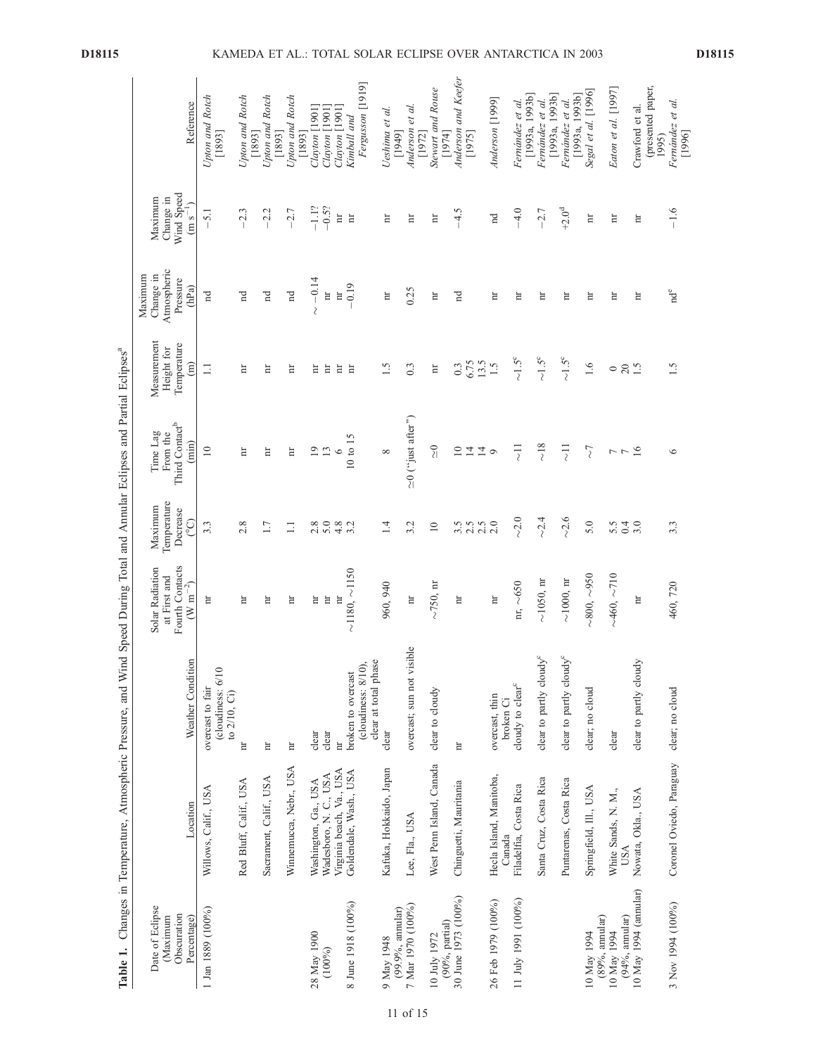**Table 1.** Changes in Temperature, Atmospheric Pressure, and Wind Speed During Total and Annular Eclipses and Partial Eclipses[a]

| Date of Eclipse (Maximum Obscuration Percentage) | Location | Weather Condition | Solar Radiation at First and Fourth Contacts (W m$^{-2}$) | Maximum Temperature Decrease (°C) | Time Lag From the Third Contact[b] (min) | Measurement Height for Temperature (m) | Maximum Change in Atmospheric Pressure (hPa) | Maximum Change in Wind Speed (m s$^{-1}$) | Reference |
|---|---|---|---|---|---|---|---|---|---|
| 1 Jan 1889 (100%) | Willows, Calif., USA | overcast to fair (cloudiness: 6/10 to 2/10, Ci) | nr | 3.3 | 10 | 1.1 | nd | −5.1 | *Upton and Rotch* [1893] |
| | Red Bluff, Calif., USA | nr | nr | 2.8 | nr | nr | nd | −2.3 | *Upton and Rotch* [1893] |
| | Sacrament, Calif., USA | nr | nr | 1.7 | nr | nr | nd | −2.2 | *Upton and Rotch* [1893] |
| | Winnemucca, Nebr., USA | nr | nr | 1.1 | nr | nr | nd | −2.7 | *Upton and Rotch* [1893] |
| 28 May 1900 (100%) | Washington, Ga., USA | clear | nr | 2.8 | 19 | nr | ~ −0.14 | −1.1? | *Clayton* [1901] |
| | Wadesboro, N. C., USA | clear | nr | 5.0 | 13 | nr | nr | −0.5? | *Clayton* [1901] |
| | Virginia beach, Va., USA | nr | nr | 4.8 | 6 | nr | nr | nr | *Clayton* [1901] |
| 8 June 1918 (100%) | Goldendale, Wash., USA | broken to overcast (cloudiness: 8/10), clear at total phase | ~1180, ~1150 | 3.2 | 10 to 15 | nr | −0.19 | nr | *Kimball and Fergusson* [1919] |
| 9 May 1948 (99.9%, annular) | Kafuka, Hokkaido, Japan | clear | 960, 940 | 1.4 | 8 | 1.5 | nr | nr | *Ueshima et al.* [1949] |
| 7 Mar 1970 (100%) | Lee, Fla., USA | overcast; sun not visible | nr | 3.2 | ≥0 ("just after") | 0.3 | 0.25 | nr | *Anderson et al.* [1972] |
| 10 July 1972 (90%, partial) | West Penn Island, Canada | clear to cloudy | ~750, nr | 10 | ≥0 | nr | nr | nr | *Stewart and Rouse* [1974] |
| 30 June 1973 (100%) | Chinguetti, Mauritania | nr | nr | 3.5<br>2.5<br>2.5<br>2.0 | 10<br>14<br>14<br>9 | 0.3<br>6.75<br>13.5<br>1.5 | nd | −4.5 | *Anderson and Keefer* [1975] |
| 26 Feb 1979 (100%) | Hecla Island, Manitoba, Canada | overcast, thin broken Ci | nr | 2.0 | 9 | 1.5 | nr | nd | *Anderson* [1999] |
| 11 July 1991 (100%) | Filadelfia, Costa Rica | cloudy to clear[c] | nr, ~650 | ~2.0 | ~11 | ~1.5[c] | nr | −4.0 | *Fernández et al.* [1993a, 1993b] |
| | Santa Cruz, Costa Rica | clear to partly cloudy[c] | ~1050, nr | ~2.4 | ~18 | ~1.5[c] | nr | −2.7 | *Fernández et al.* [1993a, 1993b] |
| | Puntarenas, Costa Rica | clear to partly cloudy[c] | ~1000, nr | ~2.6 | ~11 | ~1.5[c] | nr | +2.0[d] | *Fernández et al.* [1993a, 1993b] |
| 10 May 1994 (89%, annular) | Springfield, Ill., USA | clear; no cloud | ~800, ~950 | 5.0 | ~7 | 1.6 | nr | nr | *Segal et al.* [1996] |
| 10 May 1994 (94%, annular) | White Sands, N. M., USA | clear | ~460, ~710 | 5.5<br>0.4 | 7<br>7 | 0<br>20 | nr | nr | *Eaton et al.* [1997] |
| 10 May 1994 (annular) | Nowata, Okla., USA | clear to partly cloudy | nr | 3.0 | 16 | 1.5 | nr | nr | Crawford et al. (presented paper, 1995) |
| 3 Nov 1994 (100%) | Coronel Oviedo, Paraguay | clear; no cloud | 460, 720 | 3.3 | 6 | 1.5 | nd[e] | −1.6 | *Fernández et al.* [1996] |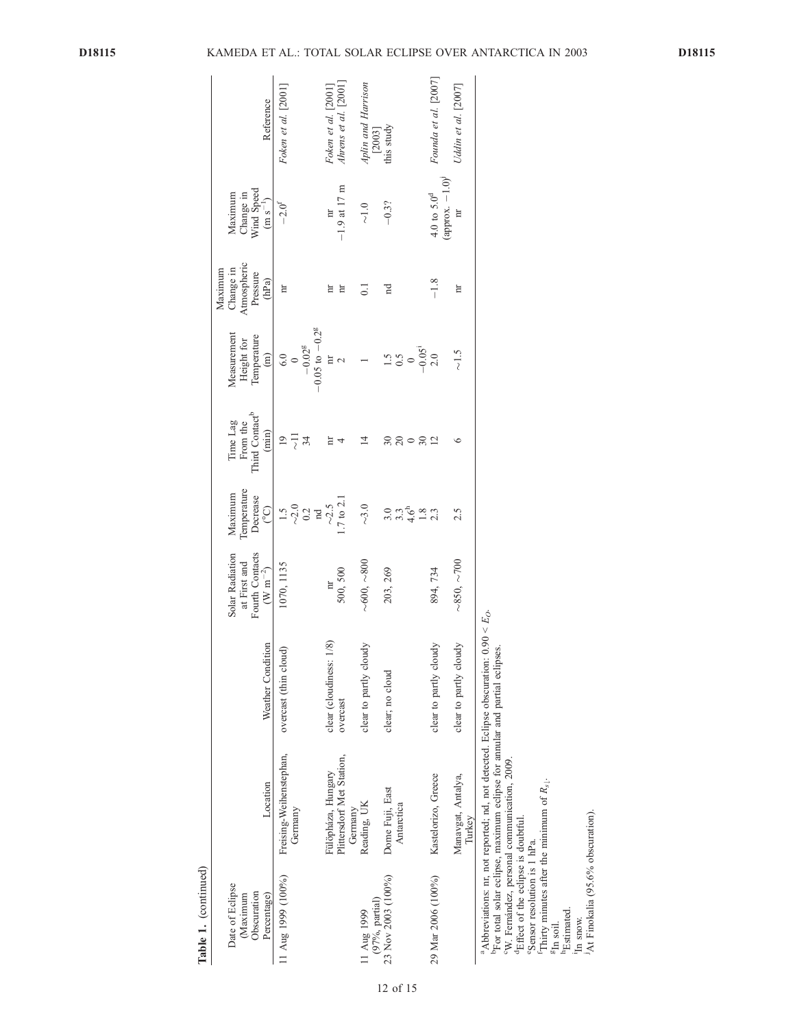**Table 1.** (continued)

| Date of Eclipse (Maximum Obscuration Percentage) | Location | Weather Condition | Solar Radiation at First and Fourth Contacts (W m$^{-2}$) | Maximum Temperature Decrease (°C) | Time Lag From the Third Contact[b] (min) | Measurement Height for Temperature (m) | Maximum Change in Atmospheric Pressure (hPa) | Maximum Change in Wind Speed (m s$^{-1}$) | Reference |
|---|---|---|---|---|---|---|---|---|---|
| 11 Aug 1999 (100%) | Freising-Weihenstephan, Germany | overcast (thin cloud) | 1070, 1135 | 1.5 | 19 | 6.0 | nr | −2.0[f] | *Foken et al.* [2001] |
| | | | | ~2.0 | ~11 | 0 | | | |
| | | | | 0.2 | 34 | −0.02[g] | | | |
| | | | | nd | | −0.05 to −0.2[g] | | | |
| | Fülöpháza, Hungary | clear (cloudiness: 1/8) | nr | ~2.5 | nr | nr | nr | nr | *Foken et al.* [2001] |
| | Plittersdorf Met Station, Germany | overcast | 500, 500 | 1.7 to 2.1 | 4 | 2 | nr | −1.9 at 17 m | *Ahrens et al.* [2001] |
| 11 Aug 1999 (97%, partial) | Reading, UK | clear to partly cloudy | ~600, ~800 | ~3.0 | 14 | 1 | 0.1 | ~1.0 | *Aplin and Harrison* [2003] |
| 23 Nov 2003 (100%) | Dome Fuji, East Antarctica | clear; no cloud | 203, 269 | 3.0 | 30 | 1.5 | nd | −0.3? | this study |
| | | | | 3.3 | 20 | 0.5 | | | |
| | | | | 4.6[h] | 0 | 0 | | | |
| | | | | 1.8 | 30 | −0.05[i] | | | |
| 29 Mar 2006 (100%) | Kastelorizo, Greece | clear to partly cloudy | 894, 734 | 2.3 | 12 | 2.0 | −1.8 | 4.0 to 5.0[d] (approx. −1.0)[j] | *Founda et al.* [2007] |
| | Manavgat, Antalya, Turkey | clear to partly cloudy | ~850, ~700 | 2.5 | 6 | ~1.5 | nr | nr | *Uddin et al.* [2007] |

[a]Abbreviations: nr, not reported; nd, not detected. Eclipse obscuration: $0.90 < E_O$.
[b]For total solar eclipse, maximum eclipse for annular and partial eclipses.
[c]W. Fernández, personal communication, 2009.
[d]Effect of the eclipse is doubtful.
[e]Sensor resolution is 1 hPa.
[f]Thirty minutes after the minimum of $R_{s\downarrow}$.
[g]In soil.
[h]Estimated.
[i]In snow.
[j]At Finokalia (95.6% obscuration).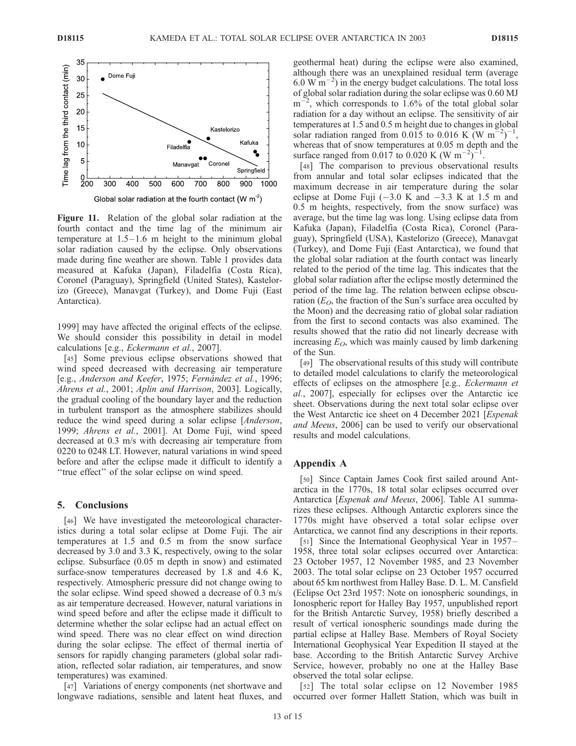**Figure 11.** Relation of the global solar radiation at the fourth contact and the time lag of the minimum air temperature at 1.5–1.6 m height to the minimum global solar radiation caused by the eclipse. Only observations made during fine weather are shown. Table 1 provides data measured at Kafuka (Japan), Filadelfia (Costa Rica), Coronel (Paraguay), Springfield (United States), Kastelorizo (Greece), Manavgat (Turkey), and Dome Fuji (East Antarctica).

1999] may have affected the original effects of the eclipse. We should consider this possibility in detail in model calculations [e.g., *Eckermann et al.*, 2007].

[45] Some previous eclipse observations showed that wind speed decreased with decreasing air temperature [e.g., *Anderson and Keefer*, 1975; *Fernández et al.*, 1996; *Ahrens et al.*, 2001; *Aplin and Harrison*, 2003]. Logically, the gradual cooling of the boundary layer and the reduction in turbulent transport as the atmosphere stabilizes should reduce the wind speed during a solar eclipse [*Anderson*, 1999; *Ahrens et al.*, 2001]. At Dome Fuji, wind speed decreased at 0.3 m/s with decreasing air temperature from 0220 to 0248 LT. However, natural variations in wind speed before and after the eclipse made it difficult to identify a "true effect" of the solar eclipse on wind speed.

## 5. Conclusions

[46] We have investigated the meteorological characteristics during a total solar eclipse at Dome Fuji. The air temperatures at 1.5 and 0.5 m from the snow surface decreased by 3.0 and 3.3 K, respectively, owing to the solar eclipse. Subsurface (0.05 m depth in snow) and estimated surface-snow temperatures decreased by 1.8 and 4.6 K, respectively. Atmospheric pressure did not change owing to the solar eclipse. Wind speed showed a decrease of 0.3 m/s as air temperature decreased. However, natural variations in wind speed before and after the eclipse made it difficult to determine whether the solar eclipse had an actual effect on wind speed. There was no clear effect on wind direction during the solar eclipse. The effect of thermal inertia of sensors for rapidly changing parameters (global solar radiation, reflected solar radiation, air temperatures, and snow temperatures) was examined.

[47] Variations of energy components (net shortwave and longwave radiations, sensible and latent heat fluxes, and geothermal heat) during the eclipse were also examined, although there was an unexplained residual term (average 6.0 W $m^{-2}$) in the energy budget calculations. The total loss of global solar radiation during the solar eclipse was 0.60 MJ $m^{-2}$, which corresponds to 1.6% of the total global solar radiation for a day without an eclipse. The sensitivity of air temperatures at 1.5 and 0.5 m height due to changes in global solar radiation ranged from 0.015 to 0.016 K (W $m^{-2}$)$^{-1}$, whereas that of snow temperatures at 0.05 m depth and the surface ranged from 0.017 to 0.020 K (W $m^{-2}$)$^{-1}$.

[48] The comparison to previous observational results from annular and total solar eclipses indicated that the maximum decrease in air temperature during the solar eclipse at Dome Fuji (−3.0 K and −3.3 K at 1.5 m and 0.5 m heights, respectively, from the snow surface) was average, but the time lag was long. Using eclipse data from Kafuka (Japan), Filadelfia (Costa Rica), Coronel (Paraguay), Springfield (USA), Kastelorizo (Greece), Manavgat (Turkey), and Dome Fuji (East Antarctica), we found that the global solar radiation at the fourth contact was linearly related to the period of the time lag. This indicates that the global solar radiation after the eclipse mostly determined the period of the time lag. The relation between eclipse obscuration ($E_O$, the fraction of the Sun's surface area occulted by the Moon) and the decreasing ratio of global solar radiation from the first to second contacts was also examined. The results showed that the ratio did not linearly decrease with increasing $E_O$, which was mainly caused by limb darkening of the Sun.

[49] The observational results of this study will contribute to detailed model calculations to clarify the meteorological effects of eclipses on the atmosphere [e.g., *Eckermann et al.*, 2007], especially for eclipses over the Antarctic ice sheet. Observations during the next total solar eclipse over the West Antarctic ice sheet on 4 December 2021 [*Espenak and Meeus*, 2006] can be used to verify our observational results and model calculations.

## Appendix A

[50] Since Captain James Cook first sailed around Antarctica in the 1770s, 18 total solar eclipses occurred over Antarctica [*Espenak and Meeus*, 2006]. Table A1 summarizes these eclipses. Although Antarctic explorers since the 1770s might have observed a total solar eclipse over Antarctica, we cannot find any descriptions in their reports.

[51] Since the International Geophysical Year in 1957–1958, three total solar eclipses occurred over Antarctica: 23 October 1957, 12 November 1985, and 23 November 2003. The total solar eclipse on 23 October 1957 occurred about 65 km northwest from Halley Base. D. L. M. Cansfield (Eclipse Oct 23rd 1957: Note on ionospheric soundings, in Ionospheric report for Halley Bay 1957, unpublished report for the British Antarctic Survey, 1958) briefly described a result of vertical ionospheric soundings made during the partial eclipse at Halley Base. Members of Royal Society International Geophysical Year Expedition II stayed at the base. According to the British Antarctic Survey Archive Service, however, probably no one at the Halley Base observed the total solar eclipse.

[52] The total solar eclipse on 12 November 1985 occurred over former Hallett Station, which was built in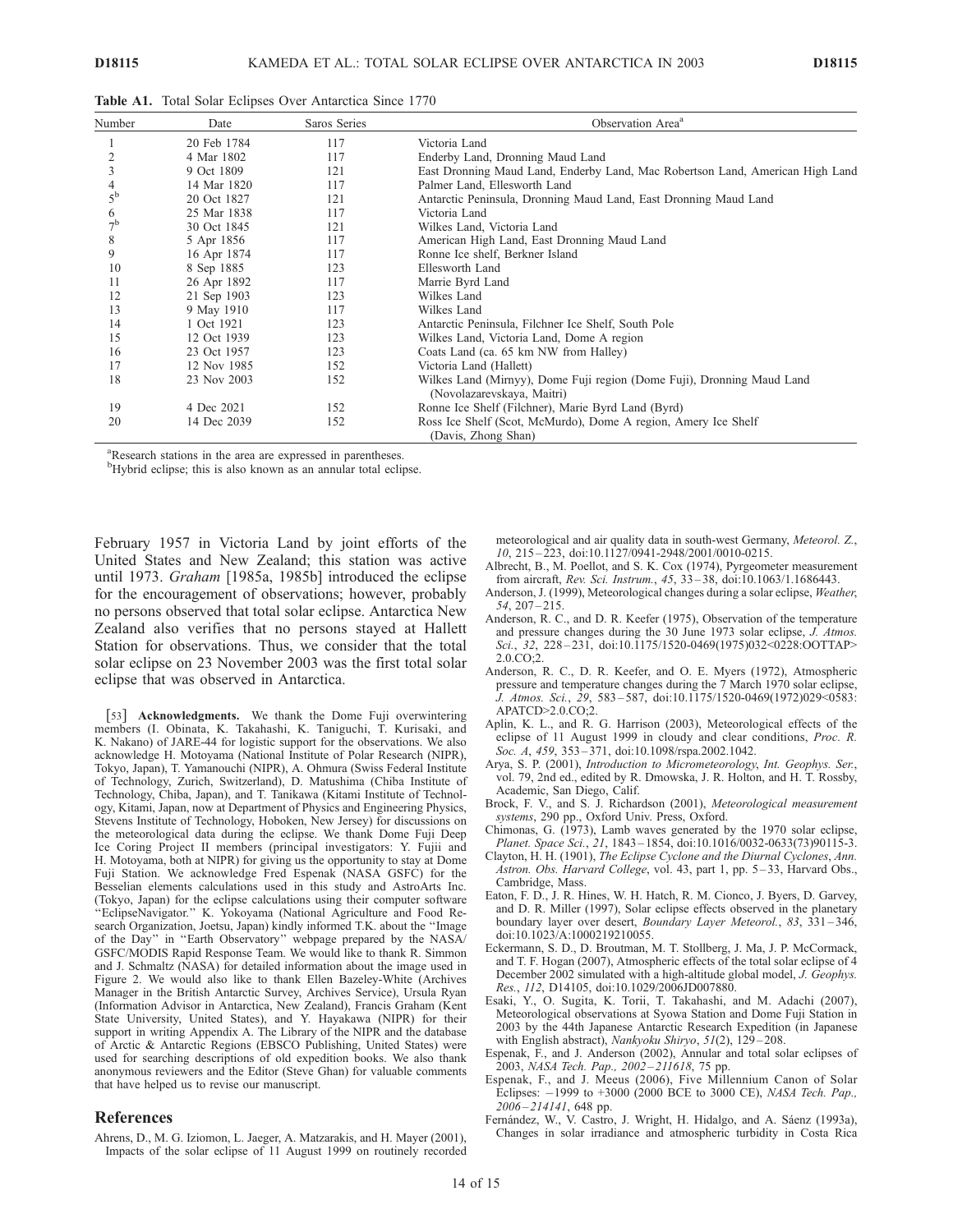**Table A1.** Total Solar Eclipses Over Antarctica Since 1770

| Number | Date | Saros Series | Observation Area[a] |
|---|---|---|---|
| 1 | 20 Feb 1784 | 117 | Victoria Land |
| 2 | 4 Mar 1802 | 117 | Enderby Land, Dronning Maud Land |
| 3 | 9 Oct 1809 | 121 | East Dronning Maud Land, Enderby Land, Mac Robertson Land, American High Land |
| 4 | 14 Mar 1820 | 117 | Palmer Land, Ellesworth Land |
| 5[b] | 20 Oct 1827 | 121 | Antarctic Peninsula, Dronning Maud Land, East Dronning Maud Land |
| 6 | 25 Mar 1838 | 117 | Victoria Land |
| 7[b] | 30 Oct 1845 | 121 | Wilkes Land, Victoria Land |
| 8 | 5 Apr 1856 | 117 | American High Land, East Dronning Maud Land |
| 9 | 16 Apr 1874 | 117 | Ronne Ice shelf, Berkner Island |
| 10 | 8 Sep 1885 | 123 | Ellesworth Land |
| 11 | 26 Apr 1892 | 117 | Marrie Byrd Land |
| 12 | 21 Sep 1903 | 123 | Wilkes Land |
| 13 | 9 May 1910 | 117 | Wilkes Land |
| 14 | 1 Oct 1921 | 123 | Antarctic Peninsula, Filchner Ice Shelf, South Pole |
| 15 | 12 Oct 1939 | 123 | Wilkes Land, Victoria Land, Dome A region |
| 16 | 23 Oct 1957 | 123 | Coats Land (ca. 65 km NW from Halley) |
| 17 | 12 Nov 1985 | 152 | Victoria Land (Hallett) |
| 18 | 23 Nov 2003 | 152 | Wilkes Land (Mirnyy), Dome Fuji region (Dome Fuji), Dronning Maud Land (Novolazarevskaya, Maitri) |
| 19 | 4 Dec 2021 | 152 | Ronne Ice Shelf (Filchner), Marie Byrd Land (Byrd) |
| 20 | 14 Dec 2039 | 152 | Ross Ice Shelf (Scot, McMurdo), Dome A region, Amery Ice Shelf (Davis, Zhong Shan) |

[a]Research stations in the area are expressed in parentheses.
[b]Hybrid eclipse; this is also known as an annular total eclipse.

February 1957 in Victoria Land by joint efforts of the United States and New Zealand; this station was active until 1973. *Graham* [1985a, 1985b] introduced the eclipse for the encouragement of observations; however, probably no persons observed that total solar eclipse. Antarctica New Zealand also verifies that no persons stayed at Hallett Station for observations. Thus, we consider that the total solar eclipse on 23 November 2003 was the first total solar eclipse that was observed in Antarctica.

[53] **Acknowledgments.** We thank the Dome Fuji overwintering members (I. Obinata, K. Takahashi, K. Taniguchi, T. Kurisaki, and K. Nakano) of JARE-44 for logistic support for the observations. We also acknowledge H. Motoyama (National Institute of Polar Research (NIPR), Tokyo, Japan), T. Yamanouchi (NIPR), A. Ohmura (Swiss Federal Institute of Technology, Zurich, Switzerland), D. Matushima (Chiba Institute of Technology, Chiba, Japan), and T. Tanikawa (Kitami Institute of Technology, Kitami, Japan, now at Department of Physics and Engineering Physics, Stevens Institute of Technology, Hoboken, New Jersey) for discussions on the meteorological data during the eclipse. We thank Dome Fuji Deep Ice Coring Project II members (principal investigators: Y. Fujii and H. Motoyama, both at NIPR) for giving us the opportunity to stay at Dome Fuji Station. We acknowledge Fred Espenak (NASA GSFC) for the Besselian elements calculations used in this study and AstroArts Inc. (Tokyo, Japan) for the eclipse calculations using their computer software "EclipseNavigator." K. Yokoyama (National Agriculture and Food Research Organization, Joetsu, Japan) kindly informed T.K. about the "Image of the Day" in "Earth Observatory" webpage prepared by the NASA/GSFC/MODIS Rapid Response Team. We would like to thank R. Simmon and J. Schmaltz (NASA) for detailed information about the image used in Figure 2. We would also like to thank Ellen Bazeley-White (Archives Manager in the British Antarctic Survey, Archives Service), Ursula Ryan (Information Advisor in Antarctica, New Zealand), Francis Graham (Kent State University, United States), and Y. Hayakawa (NIPR) for their support in writing Appendix A. The Library of the NIPR and the database of Arctic & Antarctic Regions (EBSCO Publishing, United States) were used for searching descriptions of old expedition books. We also thank anonymous reviewers and the Editor (Steve Ghan) for valuable comments that have helped us to revise our manuscript.

## References

Ahrens, D., M. G. Iziomon, L. Jaeger, A. Matzarakis, and H. Mayer (2001), Impacts of the solar eclipse of 11 August 1999 on routinely recorded meteorological and air quality data in south-west Germany, *Meteorol. Z.*, *10*, 215–223, doi:10.1127/0941-2948/2001/0010-0215.

Albrecht, B., M. Poellot, and S. K. Cox (1974), Pyrgeometer measurement from aircraft, *Rev. Sci. Instrum.*, *45*, 33–38, doi:10.1063/1.1686443.

Anderson, J. (1999), Meteorological changes during a solar eclipse, *Weather*, *54*, 207–215.

Anderson, R. C., and D. R. Keefer (1975), Observation of the temperature and pressure changes during the 30 June 1973 solar eclipse, *J. Atmos. Sci.*, *32*, 228–231, doi:10.1175/1520-0469(1975)032<0228:OOTTAP>2.0.CO;2.

Anderson, R. C., D. R. Keefer, and O. E. Myers (1972), Atmospheric pressure and temperature changes during the 7 March 1970 solar eclipse, *J. Atmos. Sci.*, *29*, 583–587, doi:10.1175/1520-0469(1972)029<0583:APATCD>2.0.CO;2.

Aplin, K. L., and R. G. Harrison (2003), Meteorological effects of the eclipse of 11 August 1999 in cloudy and clear conditions, *Proc. R. Soc. A*, *459*, 353–371, doi:10.1098/rspa.2002.1042.

Arya, S. P. (2001), *Introduction to Micrometeorology*, *Int. Geophys. Ser.*, vol. 79, 2nd ed., edited by R. Dmowska, J. R. Holton, and H. T. Rossby, Academic, San Diego, Calif.

Brock, F. V., and S. J. Richardson (2001), *Meteorological measurement systems*, 290 pp., Oxford Univ. Press, Oxford.

Chimonas, G. (1973), Lamb waves generated by the 1970 solar eclipse, *Planet. Space Sci.*, *21*, 1843–1854, doi:10.1016/0032-0633(73)90115-3.

Clayton, H. H. (1901), *The Eclipse Cyclone and the Diurnal Cyclones*, *Ann. Astron. Obs. Harvard College*, vol. 43, part 1, pp. 5–33, Harvard Obs., Cambridge, Mass.

Eaton, F. D., J. R. Hines, W. H. Hatch, R. M. Cionco, J. Byers, D. Garvey, and D. R. Miller (1997), Solar eclipse effects observed in the planetary boundary layer over desert, *Boundary Layer Meteorol.*, *83*, 331–346, doi:10.1023/A:1000219210055.

Eckermann, S. D., D. Broutman, M. T. Stollberg, J. Ma, J. P. McCormack, and T. F. Hogan (2007), Atmospheric effects of the total solar eclipse of 4 December 2002 simulated with a high-altitude global model, *J. Geophys. Res.*, *112*, D14105, doi:10.1029/2006JD007880.

Esaki, Y., O. Sugita, K. Torii, T. Takahashi, and M. Adachi (2007), Meteorological observations at Syowa Station and Dome Fuji Station in 2003 by the 44th Japanese Antarctic Research Expedition (in Japanese with English abstract), *Nankyoku Shiryo*, *51*(2), 129–208.

Espenak, F., and J. Anderson (2002), Annular and total solar eclipses of 2003, *NASA Tech. Pap., 2002–211618*, 75 pp.

Espenak, F., and J. Meeus (2006), Five Millennium Canon of Solar Eclipses: −1999 to +3000 (2000 BCE to 3000 CE), *NASA Tech. Pap., 2006–214141*, 648 pp.

Fernández, W., V. Castro, J. Wright, H. Hidalgo, and A. Sáenz (1993a), Changes in solar irradiance and atmospheric turbidity in Costa Rica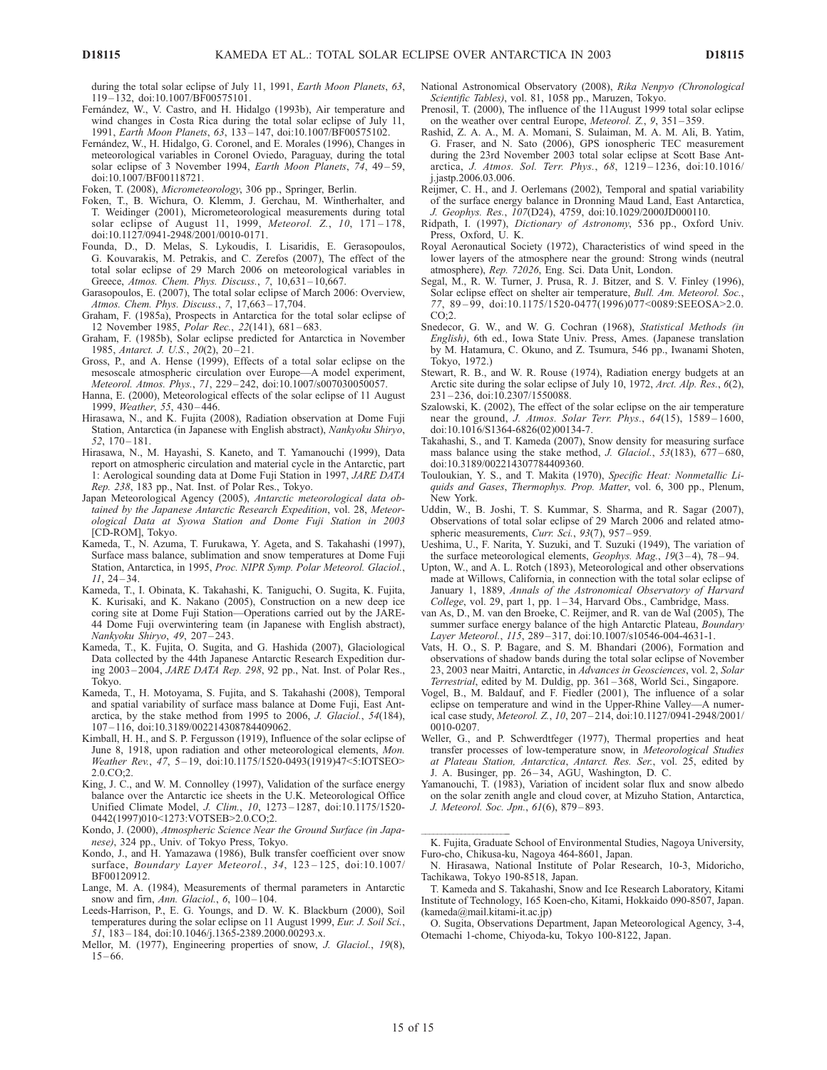during the total solar eclipse of July 11, 1991, *Earth Moon Planets*, *63*, 119–132, doi:10.1007/BF00575101.

Fernández, W., V. Castro, and H. Hidalgo (1993b), Air temperature and wind changes in Costa Rica during the total solar eclipse of July 11, 1991, *Earth Moon Planets*, *63*, 133–147, doi:10.1007/BF00575102.

Fernández, W., H. Hidalgo, G. Coronel, and E. Morales (1996), Changes in meteorological variables in Coronel Oviedo, Paraguay, during the total solar eclipse of 3 November 1994, *Earth Moon Planets*, *74*, 49–59, doi:10.1007/BF00118721.

Foken, T. (2008), *Micrometeorology*, 306 pp., Springer, Berlin.

Foken, T., B. Wichura, O. Klemm, J. Gerchau, M. Wintherhalter, and T. Weidinger (2001), Micrometeorological measurements during total solar eclipse of August 11, 1999, *Meteorol. Z.*, *10*, 171–178, doi:10.1127/0941-2948/2001/0010-0171.

Founda, D., D. Melas, S. Lykoudis, I. Lisaridis, E. Gerasopoulos, G. Kouvarakis, M. Petrakis, and C. Zerefos (2007), The effect of the total solar eclipse of 29 March 2006 on meteorological variables in Greece, *Atmos. Chem. Phys. Discuss.*, *7*, 10,631–10,667.

Garasopoulos, E. (2007), The total solar eclipse of March 2006: Overview, *Atmos. Chem. Phys. Discuss.*, *7*, 17,663–17,704.

Graham, F. (1985a), Prospects in Antarctica for the total solar eclipse of 12 November 1985, *Polar Rec.*, *22*(141), 681–683.

Graham, F. (1985b), Solar eclipse predicted for Antarctica in November 1985, *Antarct. J. U.S.*, *20*(2), 20–21.

Gross, P., and A. Hense (1999), Effects of a total solar eclipse on the mesoscale atmospheric circulation over Europe—A model experiment, *Meteorol. Atmos. Phys.*, *71*, 229–242, doi:10.1007/s007030050057.

Hanna, E. (2000), Meteorological effects of the solar eclipse of 11 August 1999, *Weather*, *55*, 430–446.

Hirasawa, N., and K. Fujita (2008), Radiation observation at Dome Fuji Station, Antarctica (in Japanese with English abstract), *Nankyoku Shiryo*, *52*, 170–181.

Hirasawa, N., M. Hayashi, S. Kaneto, and T. Yamanouchi (1999), Data report on atmospheric circulation and material cycle in the Antarctic, part 1: Aerological sounding data at Dome Fuji Station in 1997, *JARE DATA Rep. 238*, 183 pp., Nat. Inst. of Polar Res., Tokyo.

Japan Meteorological Agency (2005), *Antarctic meteorological data obtained by the Japanese Antarctic Research Expedition*, vol. 28, *Meteorological Data at Syowa Station and Dome Fuji Station in 2003* [CD-ROM], Tokyo.

Kameda, T., N. Azuma, T. Furukawa, Y. Ageta, and S. Takahashi (1997), Surface mass balance, sublimation and snow temperatures at Dome Fuji Station, Antarctica, in 1995, *Proc. NIPR Symp. Polar Meteorol. Glaciol.*, *11*, 24–34.

Kameda, T., I. Obinata, K. Takahashi, K. Taniguchi, O. Sugita, K. Fujita, K. Kurisaki, and K. Nakano (2005), Construction on a new deep ice coring site at Dome Fuji Station—Operations carried out by the JARE-44 Dome Fuji overwintering team (in Japanese with English abstract), *Nankyoku Shiryo*, *49*, 207–243.

Kameda, T., K. Fujita, O. Sugita, and G. Hashida (2007), Glaciological Data collected by the 44th Japanese Antarctic Research Expedition during 2003–2004, *JARE DATA Rep. 298*, 92 pp., Nat. Inst. of Polar Res., Tokyo.

Kameda, T., H. Motoyama, S. Fujita, and S. Takahashi (2008), Temporal and spatial variability of surface mass balance at Dome Fuji, East Antarctica, by the stake method from 1995 to 2006, *J. Glaciol.*, *54*(184), 107–116, doi:10.3189/002214308784409062.

Kimball, H. H., and S. P. Fergusson (1919), Influence of the solar eclipse of June 8, 1918, upon radiation and other meteorological elements, *Mon. Weather Rev.*, *47*, 5–19, doi:10.1175/1520-0493(1919)47<5:IOTSEO>2.0.CO;2.

King, J. C., and W. M. Connolley (1997), Validation of the surface energy balance over the Antarctic ice sheets in the U.K. Meteorological Office Unified Climate Model, *J. Clim.*, *10*, 1273–1287, doi:10.1175/1520-0442(1997)010<1273:VOTSEB>2.0.CO;2.

Kondo, J. (2000), *Atmospheric Science Near the Ground Surface (in Japanese)*, 324 pp., Univ. of Tokyo Press, Tokyo.

Kondo, J., and H. Yamazawa (1986), Bulk transfer coefficient over snow surface, *Boundary Layer Meteorol.*, *34*, 123–125, doi:10.1007/BF00120912.

Lange, M. A. (1984), Measurements of thermal parameters in Antarctic snow and firn, *Ann. Glaciol.*, *6*, 100–104.

Leeds-Harrison, P., E. G. Youngs, and D. W. K. Blackburn (2000), Soil temperatures during the solar eclipse on 11 August 1999, *Eur. J. Soil Sci.*, *51*, 183–184, doi:10.1046/j.1365-2389.2000.00293.x.

Mellor, M. (1977), Engineering properties of snow, *J. Glaciol.*, *19*(8), 15–66.

National Astronomical Observatory (2008), *Rika Nenpyo (Chronological Scientific Tables)*, vol. 81, 1058 pp., Maruzen, Tokyo.

Prenosil, T. (2000), The influence of the 11August 1999 total solar eclipse on the weather over central Europe, *Meteorol. Z.*, *9*, 351–359.

Rashid, Z. A. A., M. A. Momani, S. Sulaiman, M. A. M. Ali, B. Yatim, G. Fraser, and N. Sato (2006), GPS ionospheric TEC measurement during the 23rd November 2003 total solar eclipse at Scott Base Antarctica, *J. Atmos. Sol. Terr. Phys.*, *68*, 1219–1236, doi:10.1016/j.jastp.2006.03.006.

Reijmer, C. H., and J. Oerlemans (2002), Temporal and spatial variability of the surface energy balance in Dronning Maud Land, East Antarctica, *J. Geophys. Res.*, *107*(D24), 4759, doi:10.1029/2000JD000110.

Ridpath, I. (1997), *Dictionary of Astronomy*, 536 pp., Oxford Univ. Press, Oxford, U. K.

Royal Aeronautical Society (1972), Characteristics of wind speed in the lower layers of the atmosphere near the ground: Strong winds (neutral atmosphere), *Rep. 72026*, Eng. Sci. Data Unit, London.

Segal, M., R. W. Turner, J. Prusa, R. J. Bitzer, and S. V. Finley (1996), Solar eclipse effect on shelter air temperature, *Bull. Am. Meteorol. Soc.*, *77*, 89–99, doi:10.1175/1520-0477(1996)077<0089:SEEOSA>2.0.CO;2.

Snedecor, G. W., and W. G. Cochran (1968), *Statistical Methods (in English)*, 6th ed., Iowa State Univ. Press, Ames. (Japanese translation by M. Hatamura, C. Okuno, and Z. Tsumura, 546 pp., Iwanami Shoten, Tokyo, 1972.)

Stewart, R. B., and W. R. Rouse (1974), Radiation energy budgets at an Arctic site during the solar eclipse of July 10, 1972, *Arct. Alp. Res.*, *6*(2), 231–236, doi:10.2307/1550088.

Szalowski, K. (2002), The effect of the solar eclipse on the air temperature near the ground, *J. Atmos. Solar Terr. Phys.*, *64*(15), 1589–1600, doi:10.1016/S1364-6826(02)00134-7.

Takahashi, S., and T. Kameda (2007), Snow density for measuring surface mass balance using the stake method, *J. Glaciol.*, *53*(183), 677–680, doi:10.3189/002214307784409360.

Touloukian, Y. S., and T. Makita (1970), *Specific Heat: Nonmetallic Liquids and Gases*, *Thermophys. Prop. Matter*, vol. 6, 300 pp., Plenum, New York.

Uddin, W., B. Joshi, T. S. Kummar, S. Sharma, and R. Sagar (2007), Observations of total solar eclipse of 29 March 2006 and related atmospheric measurements, *Curr. Sci.*, *93*(7), 957–959.

Ueshima, U., F. Narita, Y. Suzuki, and T. Suzuki (1949), The variation of the surface meteorological elements, *Geophys. Mag.*, *19*(3–4), 78–94.

Upton, W., and A. L. Rotch (1893), Meteorological and other observations made at Willows, California, in connection with the total solar eclipse of January 1, 1889, *Annals of the Astronomical Observatory of Harvard College*, vol. 29, part 1, pp. 1–34, Harvard Obs., Cambridge, Mass.

van As, D., M. van den Broeke, C. Reijmer, and R. van de Wal (2005), The summer surface energy balance of the high Antarctic Plateau, *Boundary Layer Meteorol.*, *115*, 289–317, doi:10.1007/s10546-004-4631-1.

Vats, H. O., S. P. Bagare, and S. M. Bhandari (2006), Formation and observations of shadow bands during the total solar eclipse of November 23, 2003 near Maitri, Antarctic, in *Advances in Geosciences*, vol. 2, *Solar Terrestrial*, edited by M. Duldig, pp. 361–368, World Sci., Singapore.

Vogel, B., M. Baldauf, and F. Fiedler (2001), The influence of a solar eclipse on temperature and wind in the Upper-Rhine Valley—A numerical case study, *Meteorol. Z.*, *10*, 207–214, doi:10.1127/0941-2948/2001/0010-0207.

Weller, G., and P. Schwerdtfeger (1977), Thermal properties and heat transfer processes of low-temperature snow, in *Meteorological Studies at Plateau Station, Antarctica*, *Antarct. Res. Ser.*, vol. 25, edited by J. A. Businger, pp. 26–34, AGU, Washington, D. C.

Yamanouchi, T. (1983), Variation of incident solar flux and snow albedo on the solar zenith angle and cloud cover, at Mizuho Station, Antarctica, *J. Meteorol. Soc. Jpn.*, *61*(6), 879–893.

---

K. Fujita, Graduate School of Environmental Studies, Nagoya University, Furo-cho, Chikusa-ku, Nagoya 464-8601, Japan.

N. Hirasawa, National Institute of Polar Research, 10-3, Midoricho, Tachikawa, Tokyo 190-8518, Japan.

T. Kameda and S. Takahashi, Snow and Ice Research Laboratory, Kitami Institute of Technology, 165 Koen-cho, Kitami, Hokkaido 090-8507, Japan. (kameda@mail.kitami-it.ac.jp)

O. Sugita, Observations Department, Japan Meteorological Agency, 3-4, Otemachi 1-chome, Chiyoda-ku, Tokyo 100-8122, Japan.